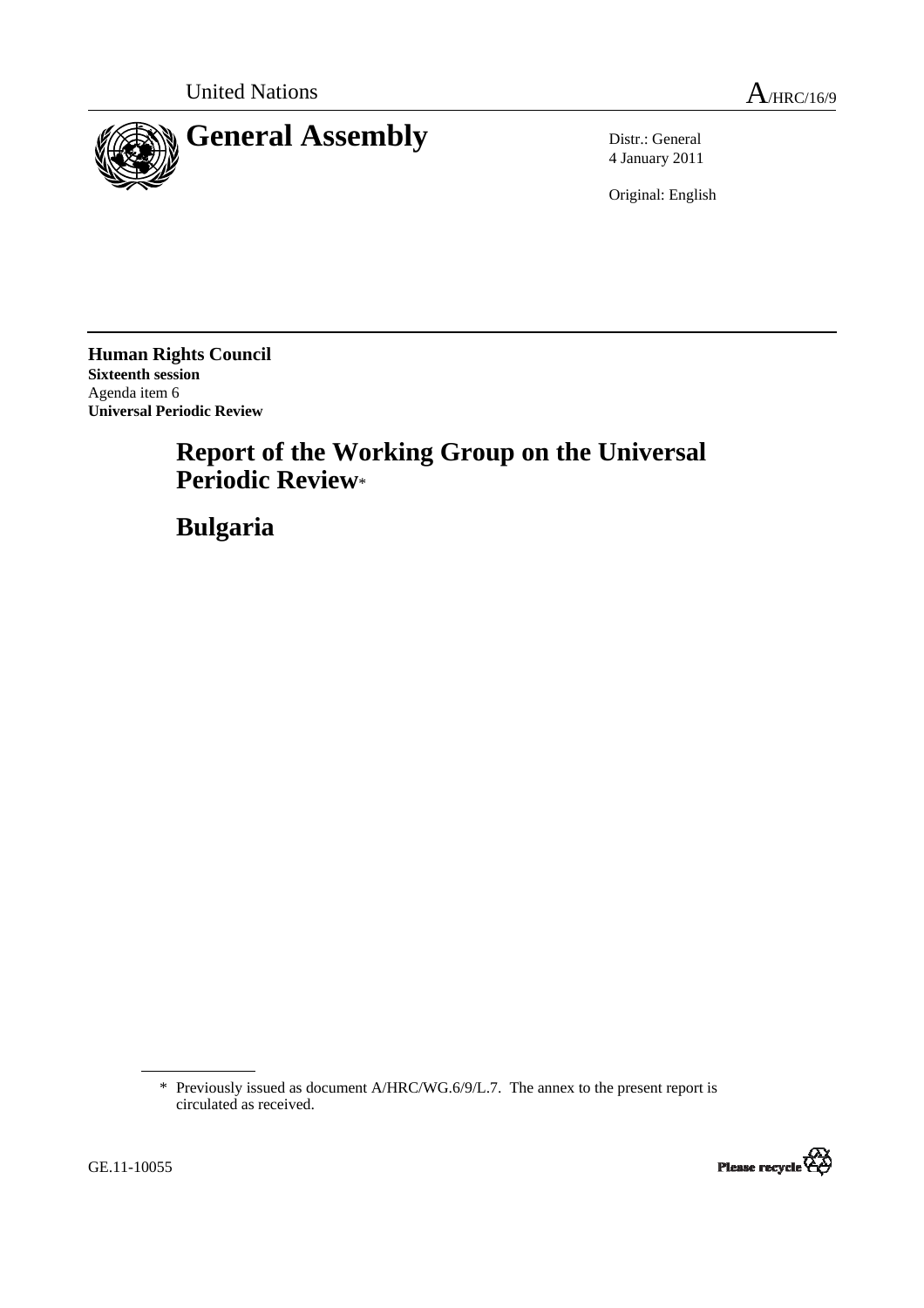United Nations

A/HRC/16/9

# General Assembly

Distr.: General
4 January 2011

Original: English

**Human Rights Council**
**Sixteenth session**
Agenda item 6
**Universal Periodic Review**

## Report of the Working Group on the Universal Periodic Review*

## Bulgaria

\* Previously issued as document A/HRC/WG.6/9/L.7. The annex to the present report is circulated as received.

GE.11-10055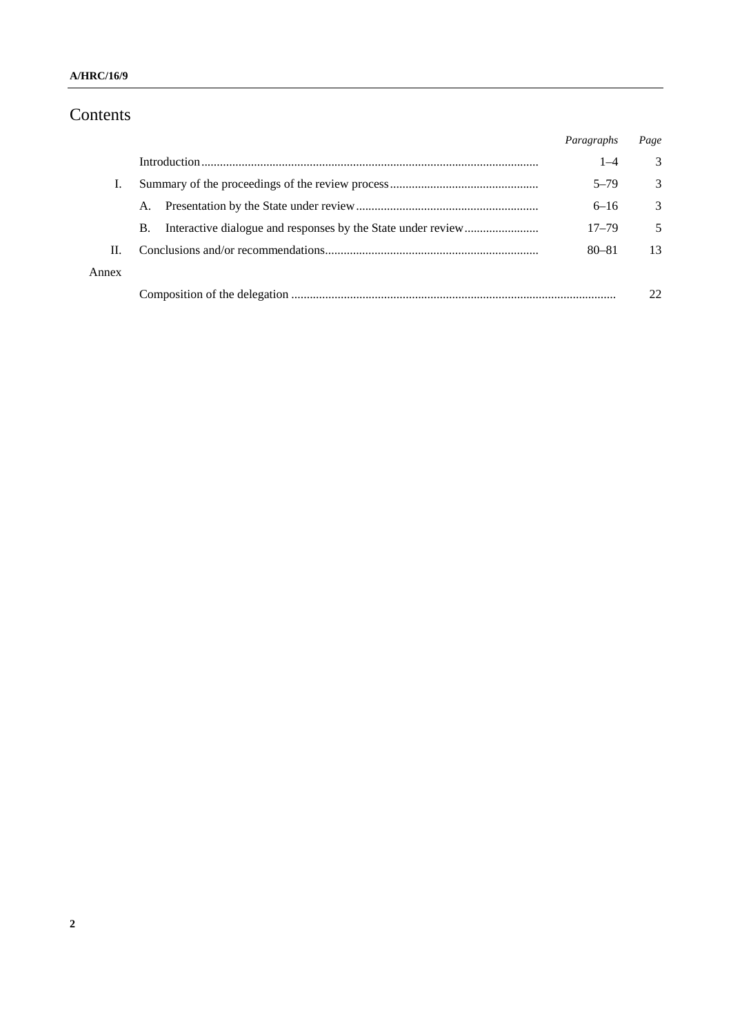# Contents

| | | *Paragraphs* | *Page* |
|---|---|---|---|
| | Introduction | 1–4 | 3 |
| I. | Summary of the proceedings of the review process | 5–79 | 3 |
| | A. Presentation by the State under review | 6–16 | 3 |
| | B. Interactive dialogue and responses by the State under review | 17–79 | 5 |
| II. | Conclusions and/or recommendations | 80–81 | 13 |
| Annex | | | |
| | Composition of the delegation | | 22 |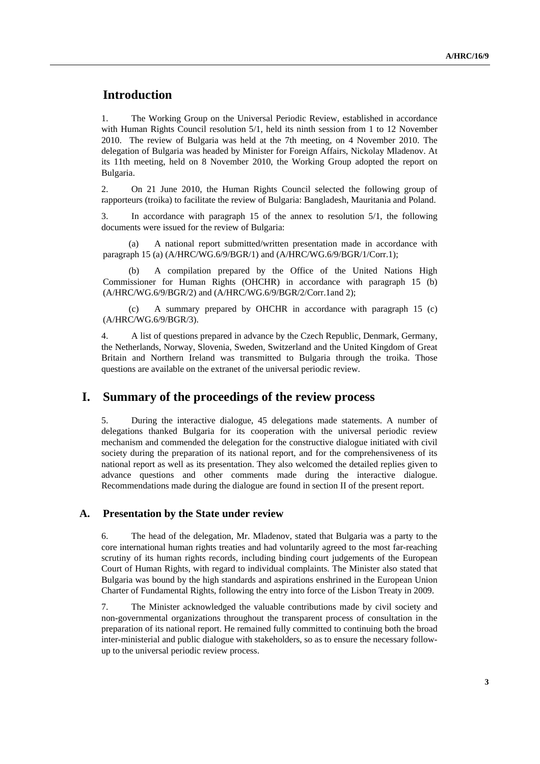## Introduction

1. The Working Group on the Universal Periodic Review, established in accordance with Human Rights Council resolution 5/1, held its ninth session from 1 to 12 November 2010. The review of Bulgaria was held at the 7th meeting, on 4 November 2010. The delegation of Bulgaria was headed by Minister for Foreign Affairs, Nickolay Mladenov. At its 11th meeting, held on 8 November 2010, the Working Group adopted the report on Bulgaria.

2. On 21 June 2010, the Human Rights Council selected the following group of rapporteurs (troika) to facilitate the review of Bulgaria: Bangladesh, Mauritania and Poland.

3. In accordance with paragraph 15 of the annex to resolution 5/1, the following documents were issued for the review of Bulgaria:

(a) A national report submitted/written presentation made in accordance with paragraph 15 (a) (A/HRC/WG.6/9/BGR/1) and (A/HRC/WG.6/9/BGR/1/Corr.1);

(b) A compilation prepared by the Office of the United Nations High Commissioner for Human Rights (OHCHR) in accordance with paragraph 15 (b) (A/HRC/WG.6/9/BGR/2) and (A/HRC/WG.6/9/BGR/2/Corr.1and 2);

(c) A summary prepared by OHCHR in accordance with paragraph 15 (c) (A/HRC/WG.6/9/BGR/3).

4. A list of questions prepared in advance by the Czech Republic, Denmark, Germany, the Netherlands, Norway, Slovenia, Sweden, Switzerland and the United Kingdom of Great Britain and Northern Ireland was transmitted to Bulgaria through the troika. Those questions are available on the extranet of the universal periodic review.

## I. Summary of the proceedings of the review process

5. During the interactive dialogue, 45 delegations made statements. A number of delegations thanked Bulgaria for its cooperation with the universal periodic review mechanism and commended the delegation for the constructive dialogue initiated with civil society during the preparation of its national report, and for the comprehensiveness of its national report as well as its presentation. They also welcomed the detailed replies given to advance questions and other comments made during the interactive dialogue. Recommendations made during the dialogue are found in section II of the present report.

### A. Presentation by the State under review

6. The head of the delegation, Mr. Mladenov, stated that Bulgaria was a party to the core international human rights treaties and had voluntarily agreed to the most far-reaching scrutiny of its human rights records, including binding court judgements of the European Court of Human Rights, with regard to individual complaints. The Minister also stated that Bulgaria was bound by the high standards and aspirations enshrined in the European Union Charter of Fundamental Rights, following the entry into force of the Lisbon Treaty in 2009.

7. The Minister acknowledged the valuable contributions made by civil society and non-governmental organizations throughout the transparent process of consultation in the preparation of its national report. He remained fully committed to continuing both the broad inter-ministerial and public dialogue with stakeholders, so as to ensure the necessary follow-up to the universal periodic review process.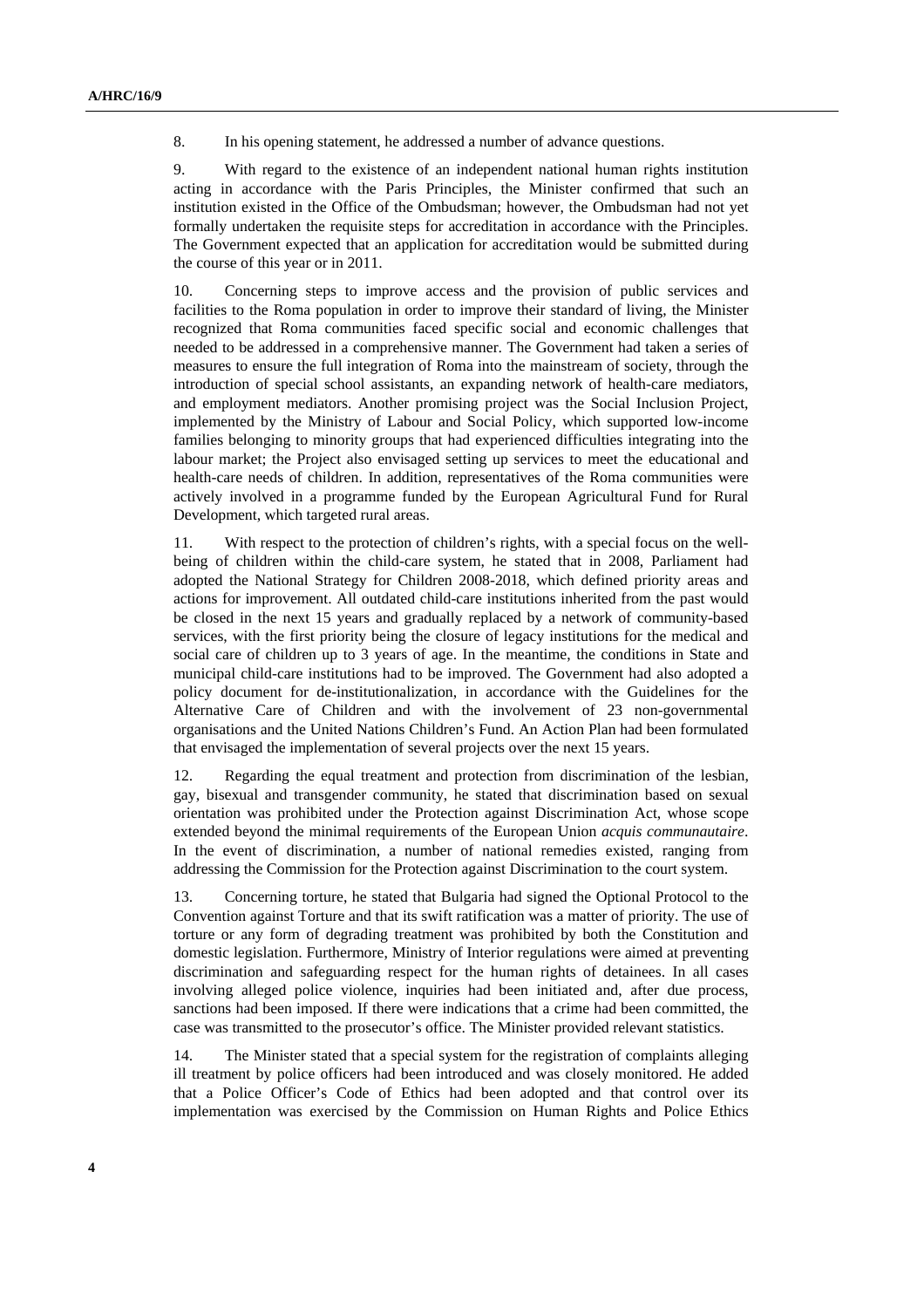8. In his opening statement, he addressed a number of advance questions.

9. With regard to the existence of an independent national human rights institution acting in accordance with the Paris Principles, the Minister confirmed that such an institution existed in the Office of the Ombudsman; however, the Ombudsman had not yet formally undertaken the requisite steps for accreditation in accordance with the Principles. The Government expected that an application for accreditation would be submitted during the course of this year or in 2011.

10. Concerning steps to improve access and the provision of public services and facilities to the Roma population in order to improve their standard of living, the Minister recognized that Roma communities faced specific social and economic challenges that needed to be addressed in a comprehensive manner. The Government had taken a series of measures to ensure the full integration of Roma into the mainstream of society, through the introduction of special school assistants, an expanding network of health-care mediators, and employment mediators. Another promising project was the Social Inclusion Project, implemented by the Ministry of Labour and Social Policy, which supported low-income families belonging to minority groups that had experienced difficulties integrating into the labour market; the Project also envisaged setting up services to meet the educational and health-care needs of children. In addition, representatives of the Roma communities were actively involved in a programme funded by the European Agricultural Fund for Rural Development, which targeted rural areas.

11. With respect to the protection of children's rights, with a special focus on the well-being of children within the child-care system, he stated that in 2008, Parliament had adopted the National Strategy for Children 2008-2018, which defined priority areas and actions for improvement. All outdated child-care institutions inherited from the past would be closed in the next 15 years and gradually replaced by a network of community-based services, with the first priority being the closure of legacy institutions for the medical and social care of children up to 3 years of age. In the meantime, the conditions in State and municipal child-care institutions had to be improved. The Government had also adopted a policy document for de-institutionalization, in accordance with the Guidelines for the Alternative Care of Children and with the involvement of 23 non-governmental organisations and the United Nations Children's Fund. An Action Plan had been formulated that envisaged the implementation of several projects over the next 15 years.

12. Regarding the equal treatment and protection from discrimination of the lesbian, gay, bisexual and transgender community, he stated that discrimination based on sexual orientation was prohibited under the Protection against Discrimination Act, whose scope extended beyond the minimal requirements of the European Union *acquis communautaire*. In the event of discrimination, a number of national remedies existed, ranging from addressing the Commission for the Protection against Discrimination to the court system.

13. Concerning torture, he stated that Bulgaria had signed the Optional Protocol to the Convention against Torture and that its swift ratification was a matter of priority. The use of torture or any form of degrading treatment was prohibited by both the Constitution and domestic legislation. Furthermore, Ministry of Interior regulations were aimed at preventing discrimination and safeguarding respect for the human rights of detainees. In all cases involving alleged police violence, inquiries had been initiated and, after due process, sanctions had been imposed. If there were indications that a crime had been committed, the case was transmitted to the prosecutor's office. The Minister provided relevant statistics.

14. The Minister stated that a special system for the registration of complaints alleging ill treatment by police officers had been introduced and was closely monitored. He added that a Police Officer's Code of Ethics had been adopted and that control over its implementation was exercised by the Commission on Human Rights and Police Ethics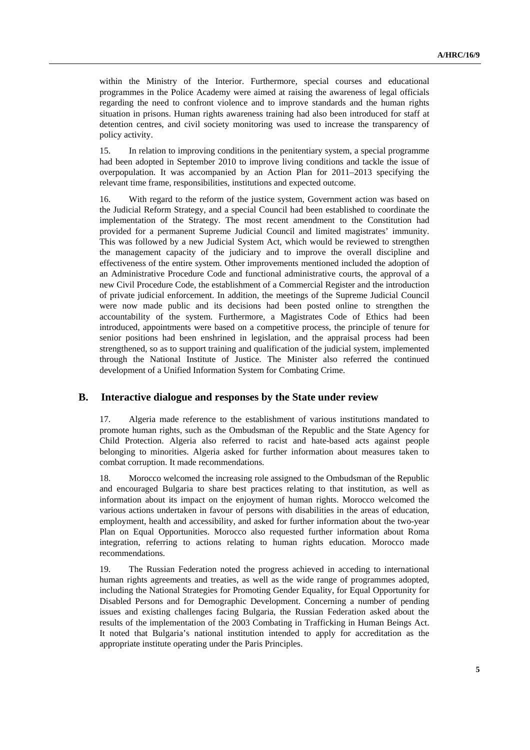within the Ministry of the Interior. Furthermore, special courses and educational programmes in the Police Academy were aimed at raising the awareness of legal officials regarding the need to confront violence and to improve standards and the human rights situation in prisons. Human rights awareness training had also been introduced for staff at detention centres, and civil society monitoring was used to increase the transparency of policy activity.

15. In relation to improving conditions in the penitentiary system, a special programme had been adopted in September 2010 to improve living conditions and tackle the issue of overpopulation. It was accompanied by an Action Plan for 2011–2013 specifying the relevant time frame, responsibilities, institutions and expected outcome.

16. With regard to the reform of the justice system, Government action was based on the Judicial Reform Strategy, and a special Council had been established to coordinate the implementation of the Strategy. The most recent amendment to the Constitution had provided for a permanent Supreme Judicial Council and limited magistrates' immunity. This was followed by a new Judicial System Act, which would be reviewed to strengthen the management capacity of the judiciary and to improve the overall discipline and effectiveness of the entire system. Other improvements mentioned included the adoption of an Administrative Procedure Code and functional administrative courts, the approval of a new Civil Procedure Code, the establishment of a Commercial Register and the introduction of private judicial enforcement. In addition, the meetings of the Supreme Judicial Council were now made public and its decisions had been posted online to strengthen the accountability of the system. Furthermore, a Magistrates Code of Ethics had been introduced, appointments were based on a competitive process, the principle of tenure for senior positions had been enshrined in legislation, and the appraisal process had been strengthened, so as to support training and qualification of the judicial system, implemented through the National Institute of Justice. The Minister also referred the continued development of a Unified Information System for Combating Crime.

## B. Interactive dialogue and responses by the State under review

17. Algeria made reference to the establishment of various institutions mandated to promote human rights, such as the Ombudsman of the Republic and the State Agency for Child Protection. Algeria also referred to racist and hate-based acts against people belonging to minorities. Algeria asked for further information about measures taken to combat corruption. It made recommendations.

18. Morocco welcomed the increasing role assigned to the Ombudsman of the Republic and encouraged Bulgaria to share best practices relating to that institution, as well as information about its impact on the enjoyment of human rights. Morocco welcomed the various actions undertaken in favour of persons with disabilities in the areas of education, employment, health and accessibility, and asked for further information about the two-year Plan on Equal Opportunities. Morocco also requested further information about Roma integration, referring to actions relating to human rights education. Morocco made recommendations.

19. The Russian Federation noted the progress achieved in acceding to international human rights agreements and treaties, as well as the wide range of programmes adopted, including the National Strategies for Promoting Gender Equality, for Equal Opportunity for Disabled Persons and for Demographic Development. Concerning a number of pending issues and existing challenges facing Bulgaria, the Russian Federation asked about the results of the implementation of the 2003 Combating in Trafficking in Human Beings Act. It noted that Bulgaria's national institution intended to apply for accreditation as the appropriate institute operating under the Paris Principles.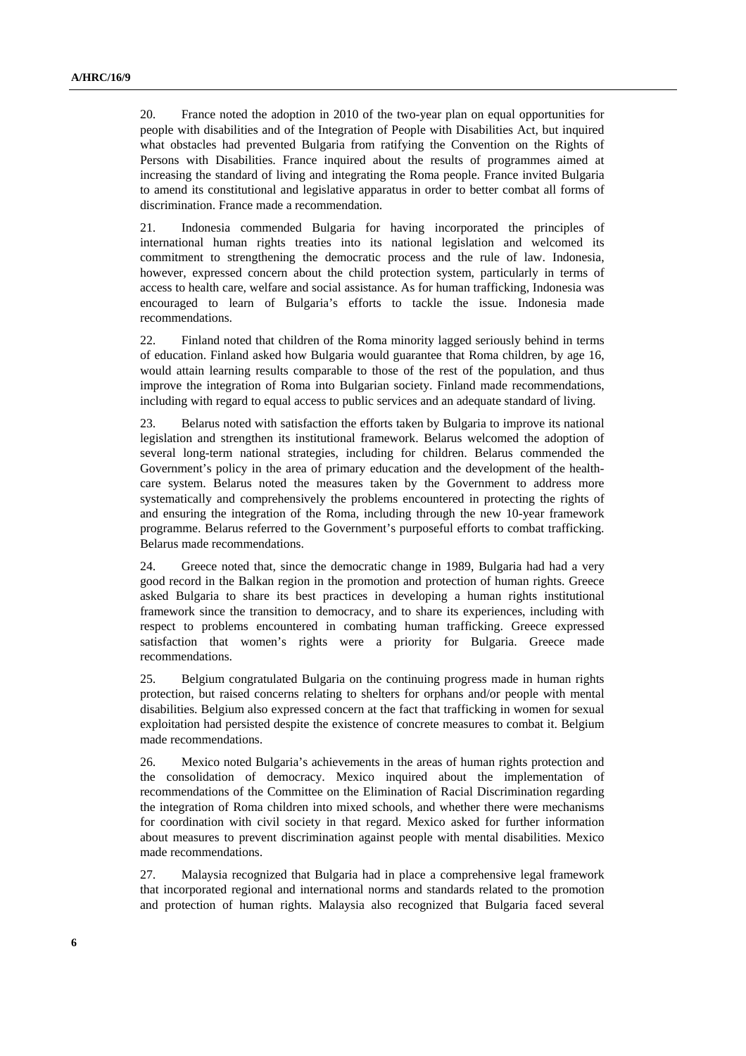20. France noted the adoption in 2010 of the two-year plan on equal opportunities for people with disabilities and of the Integration of People with Disabilities Act, but inquired what obstacles had prevented Bulgaria from ratifying the Convention on the Rights of Persons with Disabilities. France inquired about the results of programmes aimed at increasing the standard of living and integrating the Roma people. France invited Bulgaria to amend its constitutional and legislative apparatus in order to better combat all forms of discrimination. France made a recommendation.

21. Indonesia commended Bulgaria for having incorporated the principles of international human rights treaties into its national legislation and welcomed its commitment to strengthening the democratic process and the rule of law. Indonesia, however, expressed concern about the child protection system, particularly in terms of access to health care, welfare and social assistance. As for human trafficking, Indonesia was encouraged to learn of Bulgaria's efforts to tackle the issue. Indonesia made recommendations.

22. Finland noted that children of the Roma minority lagged seriously behind in terms of education. Finland asked how Bulgaria would guarantee that Roma children, by age 16, would attain learning results comparable to those of the rest of the population, and thus improve the integration of Roma into Bulgarian society. Finland made recommendations, including with regard to equal access to public services and an adequate standard of living.

23. Belarus noted with satisfaction the efforts taken by Bulgaria to improve its national legislation and strengthen its institutional framework. Belarus welcomed the adoption of several long-term national strategies, including for children. Belarus commended the Government's policy in the area of primary education and the development of the health-care system. Belarus noted the measures taken by the Government to address more systematically and comprehensively the problems encountered in protecting the rights of and ensuring the integration of the Roma, including through the new 10-year framework programme. Belarus referred to the Government's purposeful efforts to combat trafficking. Belarus made recommendations.

24. Greece noted that, since the democratic change in 1989, Bulgaria had had a very good record in the Balkan region in the promotion and protection of human rights. Greece asked Bulgaria to share its best practices in developing a human rights institutional framework since the transition to democracy, and to share its experiences, including with respect to problems encountered in combating human trafficking. Greece expressed satisfaction that women's rights were a priority for Bulgaria. Greece made recommendations.

25. Belgium congratulated Bulgaria on the continuing progress made in human rights protection, but raised concerns relating to shelters for orphans and/or people with mental disabilities. Belgium also expressed concern at the fact that trafficking in women for sexual exploitation had persisted despite the existence of concrete measures to combat it. Belgium made recommendations.

26. Mexico noted Bulgaria's achievements in the areas of human rights protection and the consolidation of democracy. Mexico inquired about the implementation of recommendations of the Committee on the Elimination of Racial Discrimination regarding the integration of Roma children into mixed schools, and whether there were mechanisms for coordination with civil society in that regard. Mexico asked for further information about measures to prevent discrimination against people with mental disabilities. Mexico made recommendations.

27. Malaysia recognized that Bulgaria had in place a comprehensive legal framework that incorporated regional and international norms and standards related to the promotion and protection of human rights. Malaysia also recognized that Bulgaria faced several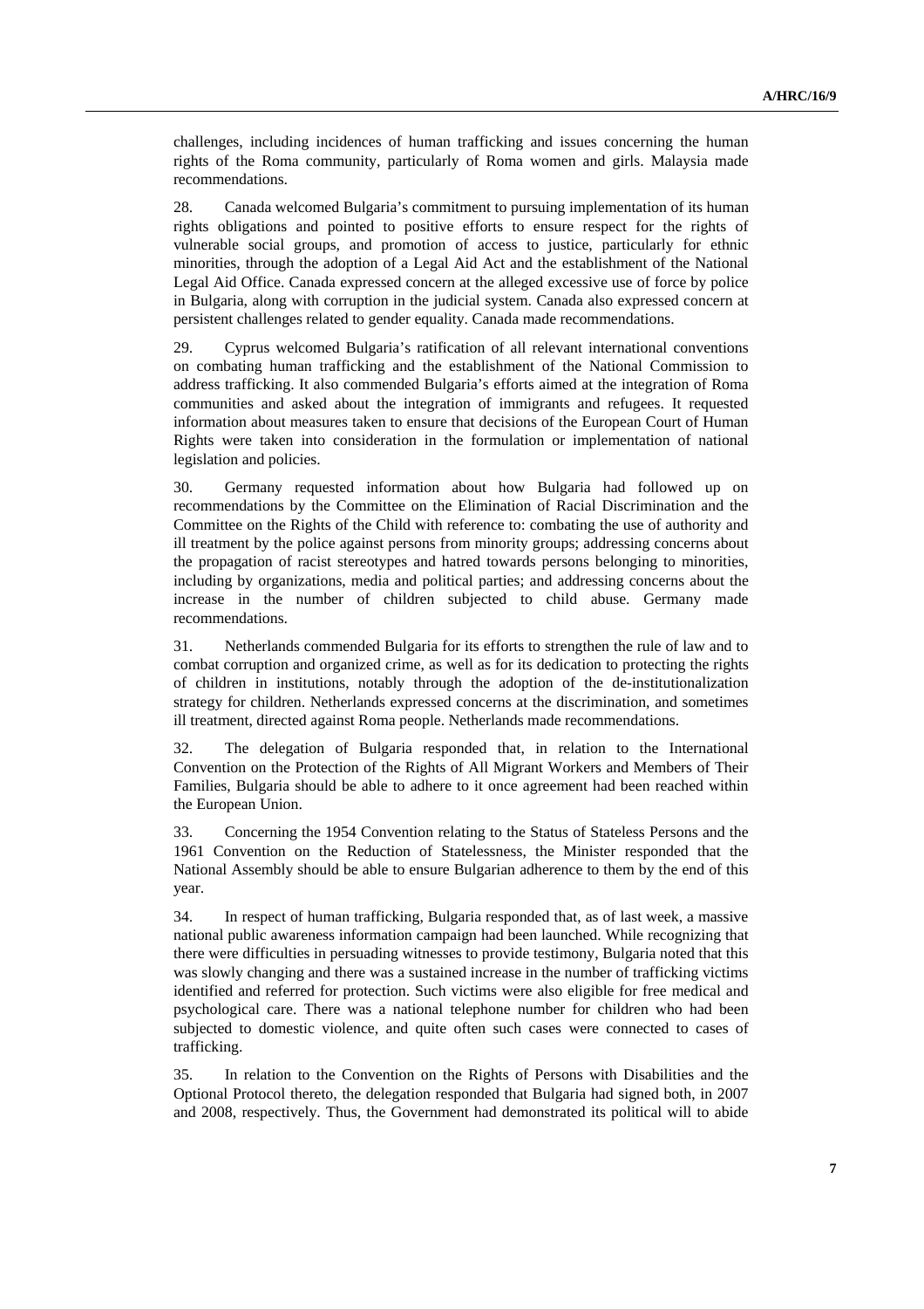challenges, including incidences of human trafficking and issues concerning the human rights of the Roma community, particularly of Roma women and girls. Malaysia made recommendations.

28. Canada welcomed Bulgaria's commitment to pursuing implementation of its human rights obligations and pointed to positive efforts to ensure respect for the rights of vulnerable social groups, and promotion of access to justice, particularly for ethnic minorities, through the adoption of a Legal Aid Act and the establishment of the National Legal Aid Office. Canada expressed concern at the alleged excessive use of force by police in Bulgaria, along with corruption in the judicial system. Canada also expressed concern at persistent challenges related to gender equality. Canada made recommendations.

29. Cyprus welcomed Bulgaria's ratification of all relevant international conventions on combating human trafficking and the establishment of the National Commission to address trafficking. It also commended Bulgaria's efforts aimed at the integration of Roma communities and asked about the integration of immigrants and refugees. It requested information about measures taken to ensure that decisions of the European Court of Human Rights were taken into consideration in the formulation or implementation of national legislation and policies.

30. Germany requested information about how Bulgaria had followed up on recommendations by the Committee on the Elimination of Racial Discrimination and the Committee on the Rights of the Child with reference to: combating the use of authority and ill treatment by the police against persons from minority groups; addressing concerns about the propagation of racist stereotypes and hatred towards persons belonging to minorities, including by organizations, media and political parties; and addressing concerns about the increase in the number of children subjected to child abuse. Germany made recommendations.

31. Netherlands commended Bulgaria for its efforts to strengthen the rule of law and to combat corruption and organized crime, as well as for its dedication to protecting the rights of children in institutions, notably through the adoption of the de-institutionalization strategy for children. Netherlands expressed concerns at the discrimination, and sometimes ill treatment, directed against Roma people. Netherlands made recommendations.

32. The delegation of Bulgaria responded that, in relation to the International Convention on the Protection of the Rights of All Migrant Workers and Members of Their Families, Bulgaria should be able to adhere to it once agreement had been reached within the European Union.

33. Concerning the 1954 Convention relating to the Status of Stateless Persons and the 1961 Convention on the Reduction of Statelessness, the Minister responded that the National Assembly should be able to ensure Bulgarian adherence to them by the end of this year.

34. In respect of human trafficking, Bulgaria responded that, as of last week, a massive national public awareness information campaign had been launched. While recognizing that there were difficulties in persuading witnesses to provide testimony, Bulgaria noted that this was slowly changing and there was a sustained increase in the number of trafficking victims identified and referred for protection. Such victims were also eligible for free medical and psychological care. There was a national telephone number for children who had been subjected to domestic violence, and quite often such cases were connected to cases of trafficking.

35. In relation to the Convention on the Rights of Persons with Disabilities and the Optional Protocol thereto, the delegation responded that Bulgaria had signed both, in 2007 and 2008, respectively. Thus, the Government had demonstrated its political will to abide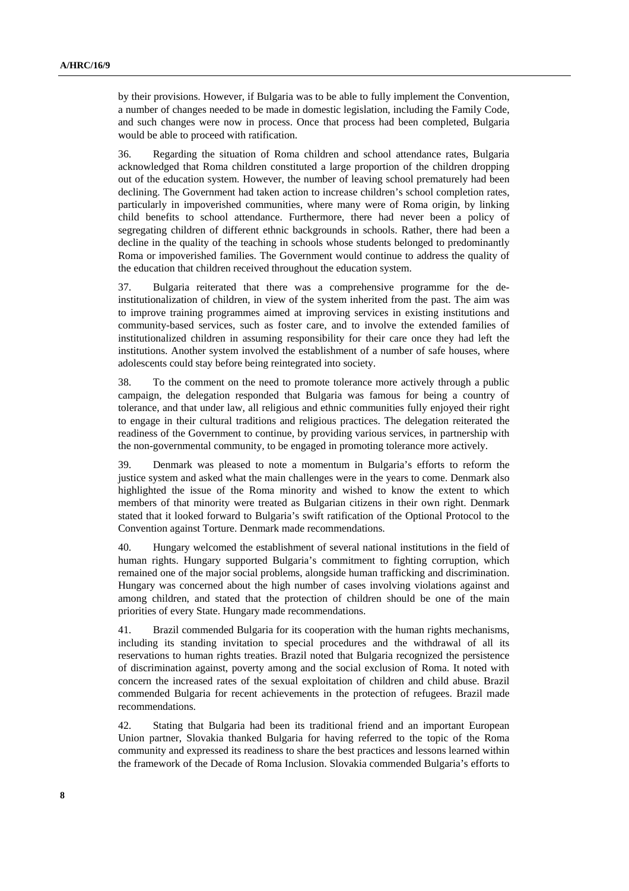by their provisions. However, if Bulgaria was to be able to fully implement the Convention, a number of changes needed to be made in domestic legislation, including the Family Code, and such changes were now in process. Once that process had been completed, Bulgaria would be able to proceed with ratification.

36. Regarding the situation of Roma children and school attendance rates, Bulgaria acknowledged that Roma children constituted a large proportion of the children dropping out of the education system. However, the number of leaving school prematurely had been declining. The Government had taken action to increase children's school completion rates, particularly in impoverished communities, where many were of Roma origin, by linking child benefits to school attendance. Furthermore, there had never been a policy of segregating children of different ethnic backgrounds in schools. Rather, there had been a decline in the quality of the teaching in schools whose students belonged to predominantly Roma or impoverished families. The Government would continue to address the quality of the education that children received throughout the education system.

37. Bulgaria reiterated that there was a comprehensive programme for the de-institutionalization of children, in view of the system inherited from the past. The aim was to improve training programmes aimed at improving services in existing institutions and community-based services, such as foster care, and to involve the extended families of institutionalized children in assuming responsibility for their care once they had left the institutions. Another system involved the establishment of a number of safe houses, where adolescents could stay before being reintegrated into society.

38. To the comment on the need to promote tolerance more actively through a public campaign, the delegation responded that Bulgaria was famous for being a country of tolerance, and that under law, all religious and ethnic communities fully enjoyed their right to engage in their cultural traditions and religious practices. The delegation reiterated the readiness of the Government to continue, by providing various services, in partnership with the non-governmental community, to be engaged in promoting tolerance more actively.

39. Denmark was pleased to note a momentum in Bulgaria's efforts to reform the justice system and asked what the main challenges were in the years to come. Denmark also highlighted the issue of the Roma minority and wished to know the extent to which members of that minority were treated as Bulgarian citizens in their own right. Denmark stated that it looked forward to Bulgaria's swift ratification of the Optional Protocol to the Convention against Torture. Denmark made recommendations.

40. Hungary welcomed the establishment of several national institutions in the field of human rights. Hungary supported Bulgaria's commitment to fighting corruption, which remained one of the major social problems, alongside human trafficking and discrimination. Hungary was concerned about the high number of cases involving violations against and among children, and stated that the protection of children should be one of the main priorities of every State. Hungary made recommendations.

41. Brazil commended Bulgaria for its cooperation with the human rights mechanisms, including its standing invitation to special procedures and the withdrawal of all its reservations to human rights treaties. Brazil noted that Bulgaria recognized the persistence of discrimination against, poverty among and the social exclusion of Roma. It noted with concern the increased rates of the sexual exploitation of children and child abuse. Brazil commended Bulgaria for recent achievements in the protection of refugees. Brazil made recommendations.

42. Stating that Bulgaria had been its traditional friend and an important European Union partner, Slovakia thanked Bulgaria for having referred to the topic of the Roma community and expressed its readiness to share the best practices and lessons learned within the framework of the Decade of Roma Inclusion. Slovakia commended Bulgaria's efforts to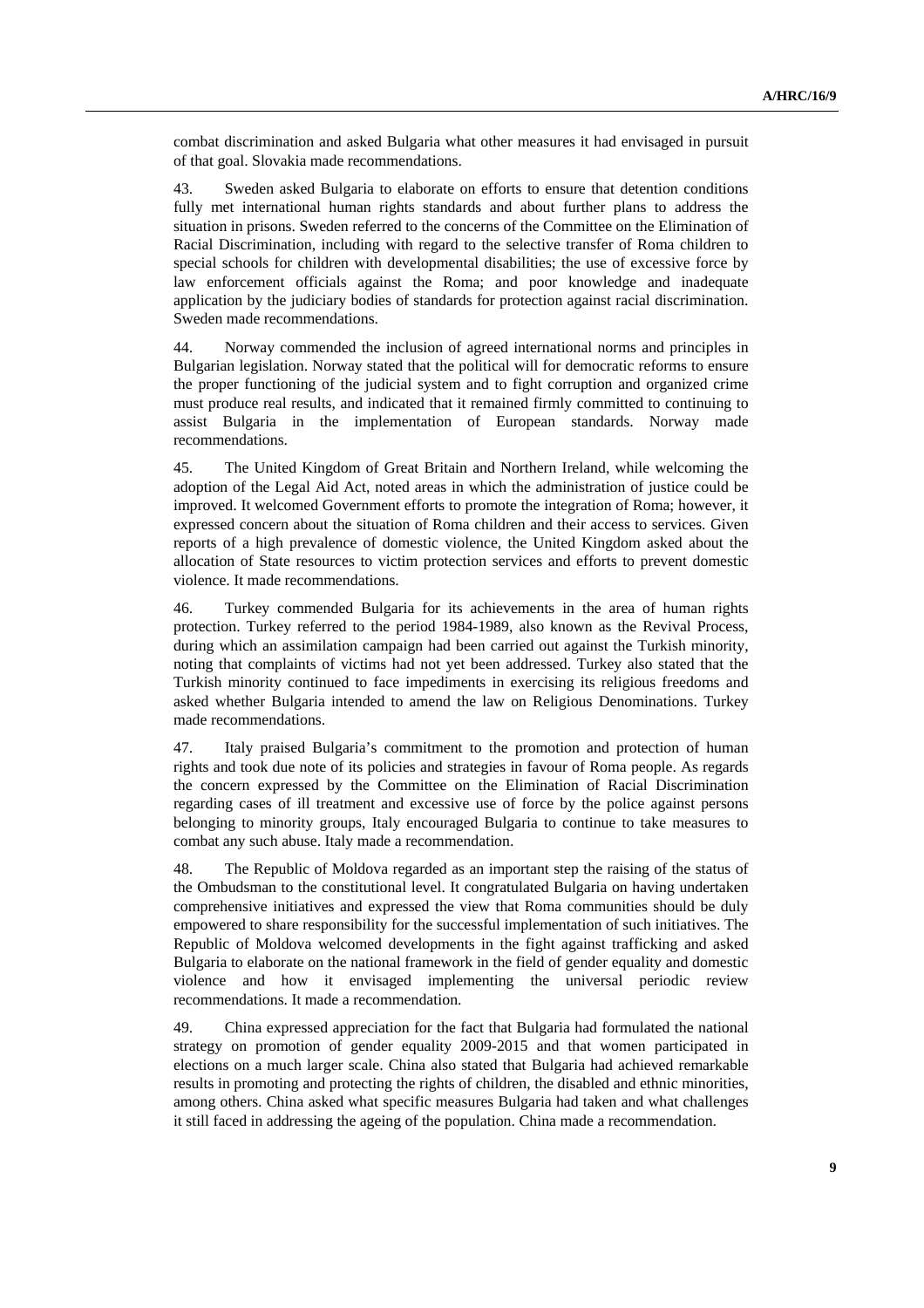combat discrimination and asked Bulgaria what other measures it had envisaged in pursuit of that goal. Slovakia made recommendations.

43. Sweden asked Bulgaria to elaborate on efforts to ensure that detention conditions fully met international human rights standards and about further plans to address the situation in prisons. Sweden referred to the concerns of the Committee on the Elimination of Racial Discrimination, including with regard to the selective transfer of Roma children to special schools for children with developmental disabilities; the use of excessive force by law enforcement officials against the Roma; and poor knowledge and inadequate application by the judiciary bodies of standards for protection against racial discrimination. Sweden made recommendations.

44. Norway commended the inclusion of agreed international norms and principles in Bulgarian legislation. Norway stated that the political will for democratic reforms to ensure the proper functioning of the judicial system and to fight corruption and organized crime must produce real results, and indicated that it remained firmly committed to continuing to assist Bulgaria in the implementation of European standards. Norway made recommendations.

45. The United Kingdom of Great Britain and Northern Ireland, while welcoming the adoption of the Legal Aid Act, noted areas in which the administration of justice could be improved. It welcomed Government efforts to promote the integration of Roma; however, it expressed concern about the situation of Roma children and their access to services. Given reports of a high prevalence of domestic violence, the United Kingdom asked about the allocation of State resources to victim protection services and efforts to prevent domestic violence. It made recommendations.

46. Turkey commended Bulgaria for its achievements in the area of human rights protection. Turkey referred to the period 1984-1989, also known as the Revival Process, during which an assimilation campaign had been carried out against the Turkish minority, noting that complaints of victims had not yet been addressed. Turkey also stated that the Turkish minority continued to face impediments in exercising its religious freedoms and asked whether Bulgaria intended to amend the law on Religious Denominations. Turkey made recommendations.

47. Italy praised Bulgaria's commitment to the promotion and protection of human rights and took due note of its policies and strategies in favour of Roma people. As regards the concern expressed by the Committee on the Elimination of Racial Discrimination regarding cases of ill treatment and excessive use of force by the police against persons belonging to minority groups, Italy encouraged Bulgaria to continue to take measures to combat any such abuse. Italy made a recommendation.

48. The Republic of Moldova regarded as an important step the raising of the status of the Ombudsman to the constitutional level. It congratulated Bulgaria on having undertaken comprehensive initiatives and expressed the view that Roma communities should be duly empowered to share responsibility for the successful implementation of such initiatives. The Republic of Moldova welcomed developments in the fight against trafficking and asked Bulgaria to elaborate on the national framework in the field of gender equality and domestic violence and how it envisaged implementing the universal periodic review recommendations. It made a recommendation.

49. China expressed appreciation for the fact that Bulgaria had formulated the national strategy on promotion of gender equality 2009-2015 and that women participated in elections on a much larger scale. China also stated that Bulgaria had achieved remarkable results in promoting and protecting the rights of children, the disabled and ethnic minorities, among others. China asked what specific measures Bulgaria had taken and what challenges it still faced in addressing the ageing of the population. China made a recommendation.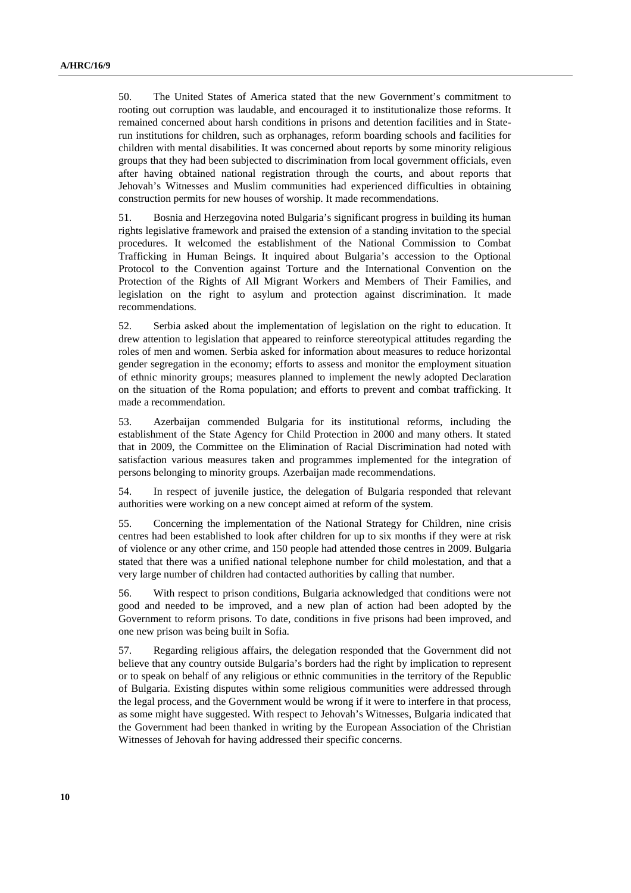50. The United States of America stated that the new Government's commitment to rooting out corruption was laudable, and encouraged it to institutionalize those reforms. It remained concerned about harsh conditions in prisons and detention facilities and in State-run institutions for children, such as orphanages, reform boarding schools and facilities for children with mental disabilities. It was concerned about reports by some minority religious groups that they had been subjected to discrimination from local government officials, even after having obtained national registration through the courts, and about reports that Jehovah's Witnesses and Muslim communities had experienced difficulties in obtaining construction permits for new houses of worship. It made recommendations.

51. Bosnia and Herzegovina noted Bulgaria's significant progress in building its human rights legislative framework and praised the extension of a standing invitation to the special procedures. It welcomed the establishment of the National Commission to Combat Trafficking in Human Beings. It inquired about Bulgaria's accession to the Optional Protocol to the Convention against Torture and the International Convention on the Protection of the Rights of All Migrant Workers and Members of Their Families, and legislation on the right to asylum and protection against discrimination. It made recommendations.

52. Serbia asked about the implementation of legislation on the right to education. It drew attention to legislation that appeared to reinforce stereotypical attitudes regarding the roles of men and women. Serbia asked for information about measures to reduce horizontal gender segregation in the economy; efforts to assess and monitor the employment situation of ethnic minority groups; measures planned to implement the newly adopted Declaration on the situation of the Roma population; and efforts to prevent and combat trafficking. It made a recommendation.

53. Azerbaijan commended Bulgaria for its institutional reforms, including the establishment of the State Agency for Child Protection in 2000 and many others. It stated that in 2009, the Committee on the Elimination of Racial Discrimination had noted with satisfaction various measures taken and programmes implemented for the integration of persons belonging to minority groups. Azerbaijan made recommendations.

54. In respect of juvenile justice, the delegation of Bulgaria responded that relevant authorities were working on a new concept aimed at reform of the system.

55. Concerning the implementation of the National Strategy for Children, nine crisis centres had been established to look after children for up to six months if they were at risk of violence or any other crime, and 150 people had attended those centres in 2009. Bulgaria stated that there was a unified national telephone number for child molestation, and that a very large number of children had contacted authorities by calling that number.

56. With respect to prison conditions, Bulgaria acknowledged that conditions were not good and needed to be improved, and a new plan of action had been adopted by the Government to reform prisons. To date, conditions in five prisons had been improved, and one new prison was being built in Sofia.

57. Regarding religious affairs, the delegation responded that the Government did not believe that any country outside Bulgaria's borders had the right by implication to represent or to speak on behalf of any religious or ethnic communities in the territory of the Republic of Bulgaria. Existing disputes within some religious communities were addressed through the legal process, and the Government would be wrong if it were to interfere in that process, as some might have suggested. With respect to Jehovah's Witnesses, Bulgaria indicated that the Government had been thanked in writing by the European Association of the Christian Witnesses of Jehovah for having addressed their specific concerns.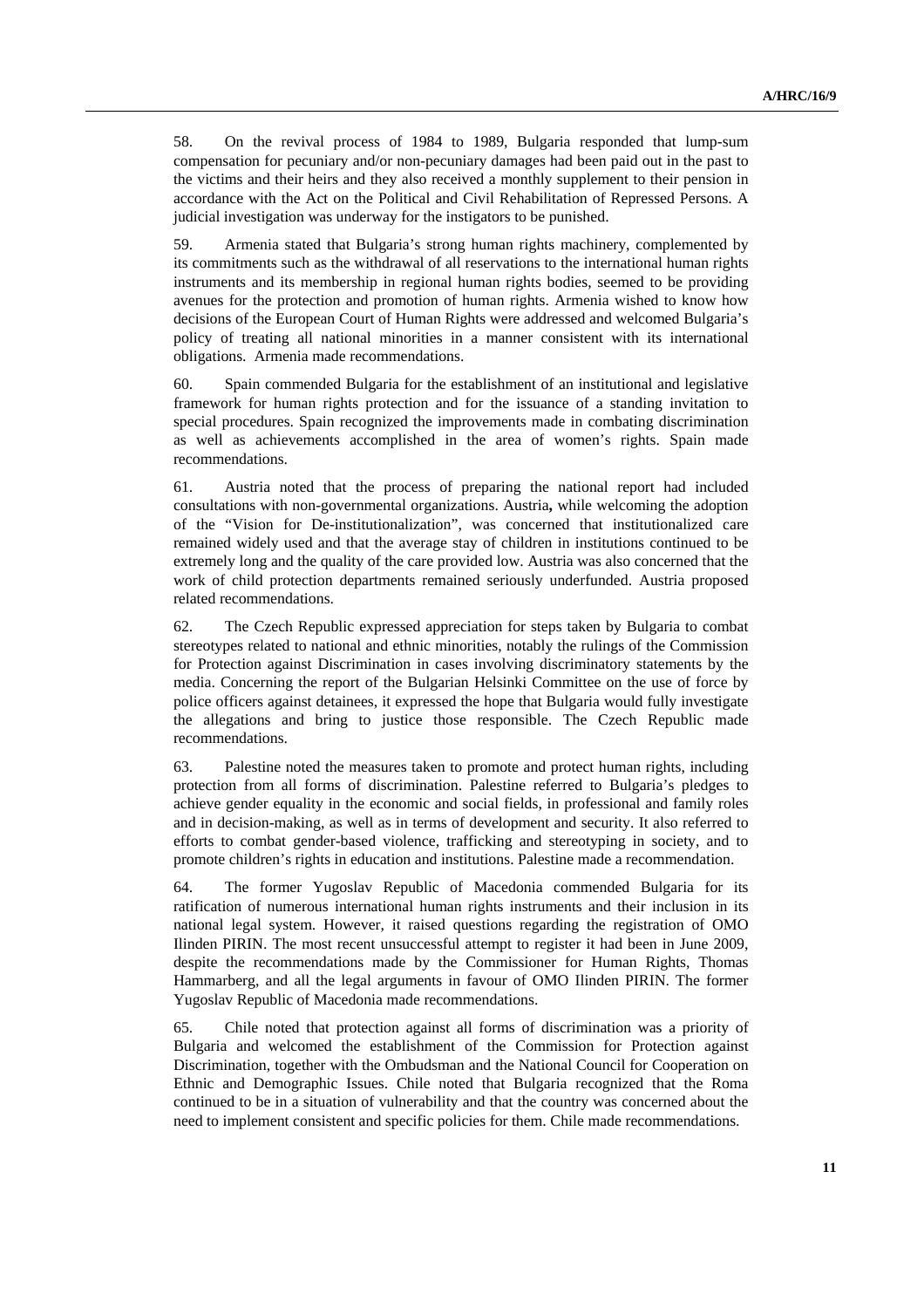58. On the revival process of 1984 to 1989, Bulgaria responded that lump-sum compensation for pecuniary and/or non-pecuniary damages had been paid out in the past to the victims and their heirs and they also received a monthly supplement to their pension in accordance with the Act on the Political and Civil Rehabilitation of Repressed Persons. A judicial investigation was underway for the instigators to be punished.

59. Armenia stated that Bulgaria's strong human rights machinery, complemented by its commitments such as the withdrawal of all reservations to the international human rights instruments and its membership in regional human rights bodies, seemed to be providing avenues for the protection and promotion of human rights. Armenia wished to know how decisions of the European Court of Human Rights were addressed and welcomed Bulgaria's policy of treating all national minorities in a manner consistent with its international obligations. Armenia made recommendations.

60. Spain commended Bulgaria for the establishment of an institutional and legislative framework for human rights protection and for the issuance of a standing invitation to special procedures. Spain recognized the improvements made in combating discrimination as well as achievements accomplished in the area of women's rights. Spain made recommendations.

61. Austria noted that the process of preparing the national report had included consultations with non-governmental organizations. Austria**,** while welcoming the adoption of the "Vision for De-institutionalization", was concerned that institutionalized care remained widely used and that the average stay of children in institutions continued to be extremely long and the quality of the care provided low. Austria was also concerned that the work of child protection departments remained seriously underfunded. Austria proposed related recommendations.

62. The Czech Republic expressed appreciation for steps taken by Bulgaria to combat stereotypes related to national and ethnic minorities, notably the rulings of the Commission for Protection against Discrimination in cases involving discriminatory statements by the media. Concerning the report of the Bulgarian Helsinki Committee on the use of force by police officers against detainees, it expressed the hope that Bulgaria would fully investigate the allegations and bring to justice those responsible. The Czech Republic made recommendations.

63. Palestine noted the measures taken to promote and protect human rights, including protection from all forms of discrimination. Palestine referred to Bulgaria's pledges to achieve gender equality in the economic and social fields, in professional and family roles and in decision-making, as well as in terms of development and security. It also referred to efforts to combat gender-based violence, trafficking and stereotyping in society, and to promote children's rights in education and institutions. Palestine made a recommendation.

64. The former Yugoslav Republic of Macedonia commended Bulgaria for its ratification of numerous international human rights instruments and their inclusion in its national legal system. However, it raised questions regarding the registration of OMO Ilinden PIRIN. The most recent unsuccessful attempt to register it had been in June 2009, despite the recommendations made by the Commissioner for Human Rights, Thomas Hammarberg, and all the legal arguments in favour of OMO Ilinden PIRIN. The former Yugoslav Republic of Macedonia made recommendations.

65. Chile noted that protection against all forms of discrimination was a priority of Bulgaria and welcomed the establishment of the Commission for Protection against Discrimination, together with the Ombudsman and the National Council for Cooperation on Ethnic and Demographic Issues. Chile noted that Bulgaria recognized that the Roma continued to be in a situation of vulnerability and that the country was concerned about the need to implement consistent and specific policies for them. Chile made recommendations.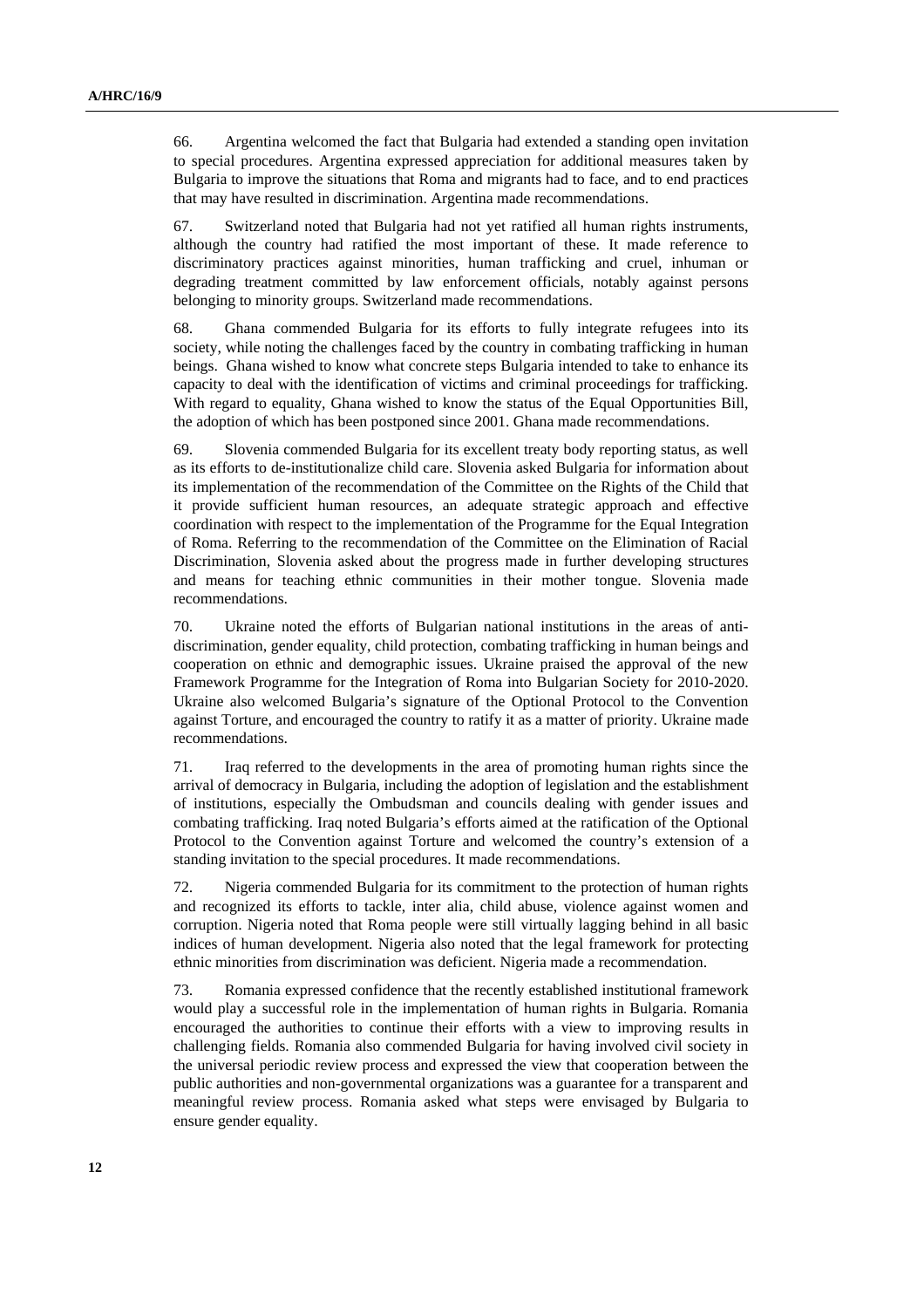66. Argentina welcomed the fact that Bulgaria had extended a standing open invitation to special procedures. Argentina expressed appreciation for additional measures taken by Bulgaria to improve the situations that Roma and migrants had to face, and to end practices that may have resulted in discrimination. Argentina made recommendations.

67. Switzerland noted that Bulgaria had not yet ratified all human rights instruments, although the country had ratified the most important of these. It made reference to discriminatory practices against minorities, human trafficking and cruel, inhuman or degrading treatment committed by law enforcement officials, notably against persons belonging to minority groups. Switzerland made recommendations.

68. Ghana commended Bulgaria for its efforts to fully integrate refugees into its society, while noting the challenges faced by the country in combating trafficking in human beings. Ghana wished to know what concrete steps Bulgaria intended to take to enhance its capacity to deal with the identification of victims and criminal proceedings for trafficking. With regard to equality, Ghana wished to know the status of the Equal Opportunities Bill, the adoption of which has been postponed since 2001. Ghana made recommendations.

69. Slovenia commended Bulgaria for its excellent treaty body reporting status, as well as its efforts to de-institutionalize child care. Slovenia asked Bulgaria for information about its implementation of the recommendation of the Committee on the Rights of the Child that it provide sufficient human resources, an adequate strategic approach and effective coordination with respect to the implementation of the Programme for the Equal Integration of Roma. Referring to the recommendation of the Committee on the Elimination of Racial Discrimination, Slovenia asked about the progress made in further developing structures and means for teaching ethnic communities in their mother tongue. Slovenia made recommendations.

70. Ukraine noted the efforts of Bulgarian national institutions in the areas of anti-discrimination, gender equality, child protection, combating trafficking in human beings and cooperation on ethnic and demographic issues. Ukraine praised the approval of the new Framework Programme for the Integration of Roma into Bulgarian Society for 2010-2020. Ukraine also welcomed Bulgaria's signature of the Optional Protocol to the Convention against Torture, and encouraged the country to ratify it as a matter of priority. Ukraine made recommendations.

71. Iraq referred to the developments in the area of promoting human rights since the arrival of democracy in Bulgaria, including the adoption of legislation and the establishment of institutions, especially the Ombudsman and councils dealing with gender issues and combating trafficking. Iraq noted Bulgaria's efforts aimed at the ratification of the Optional Protocol to the Convention against Torture and welcomed the country's extension of a standing invitation to the special procedures. It made recommendations.

72. Nigeria commended Bulgaria for its commitment to the protection of human rights and recognized its efforts to tackle, inter alia, child abuse, violence against women and corruption. Nigeria noted that Roma people were still virtually lagging behind in all basic indices of human development. Nigeria also noted that the legal framework for protecting ethnic minorities from discrimination was deficient. Nigeria made a recommendation.

73. Romania expressed confidence that the recently established institutional framework would play a successful role in the implementation of human rights in Bulgaria. Romania encouraged the authorities to continue their efforts with a view to improving results in challenging fields. Romania also commended Bulgaria for having involved civil society in the universal periodic review process and expressed the view that cooperation between the public authorities and non-governmental organizations was a guarantee for a transparent and meaningful review process. Romania asked what steps were envisaged by Bulgaria to ensure gender equality.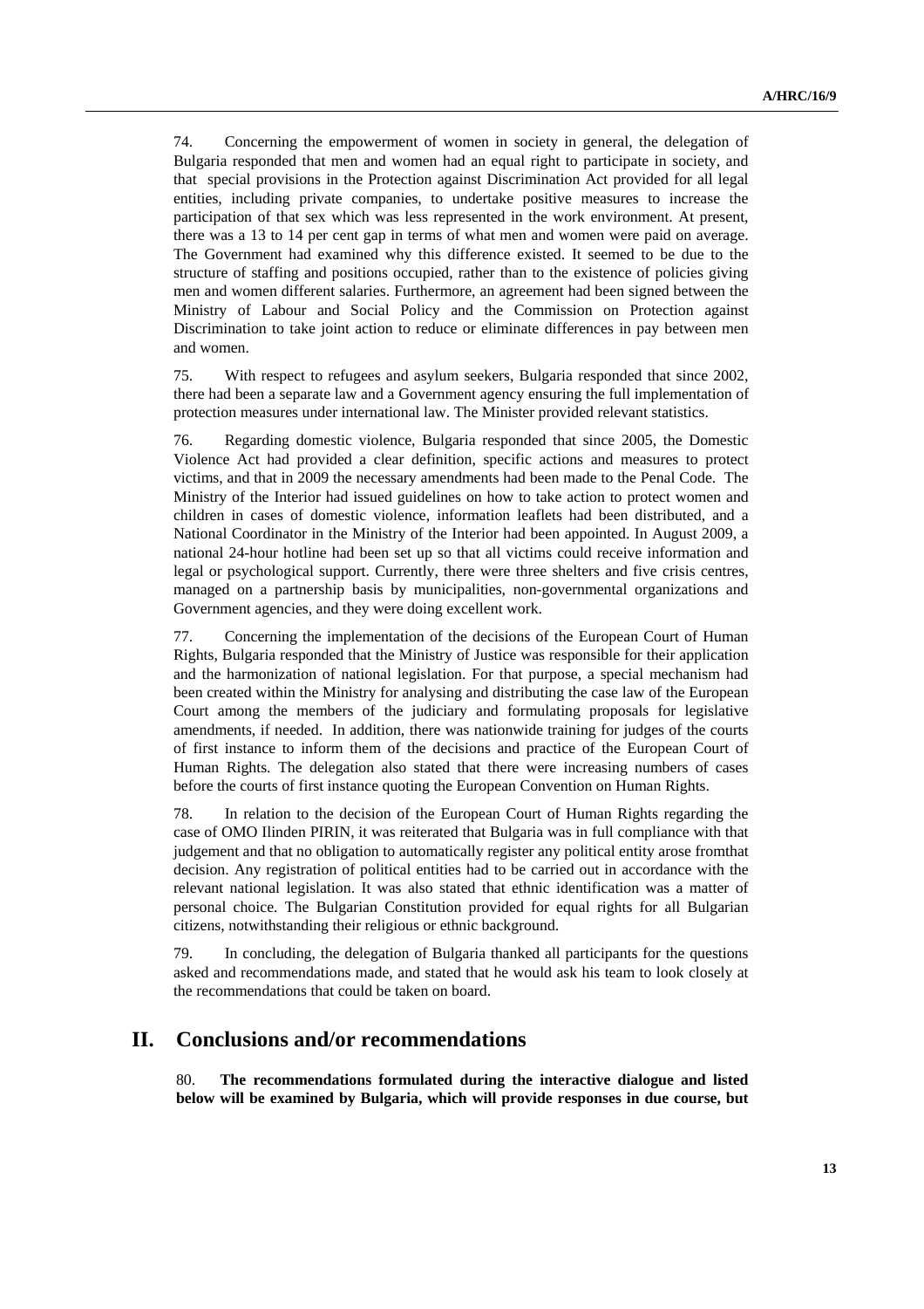74. Concerning the empowerment of women in society in general, the delegation of Bulgaria responded that men and women had an equal right to participate in society, and that special provisions in the Protection against Discrimination Act provided for all legal entities, including private companies, to undertake positive measures to increase the participation of that sex which was less represented in the work environment. At present, there was a 13 to 14 per cent gap in terms of what men and women were paid on average. The Government had examined why this difference existed. It seemed to be due to the structure of staffing and positions occupied, rather than to the existence of policies giving men and women different salaries. Furthermore, an agreement had been signed between the Ministry of Labour and Social Policy and the Commission on Protection against Discrimination to take joint action to reduce or eliminate differences in pay between men and women.

75. With respect to refugees and asylum seekers, Bulgaria responded that since 2002, there had been a separate law and a Government agency ensuring the full implementation of protection measures under international law. The Minister provided relevant statistics.

76. Regarding domestic violence, Bulgaria responded that since 2005, the Domestic Violence Act had provided a clear definition, specific actions and measures to protect victims, and that in 2009 the necessary amendments had been made to the Penal Code. The Ministry of the Interior had issued guidelines on how to take action to protect women and children in cases of domestic violence, information leaflets had been distributed, and a National Coordinator in the Ministry of the Interior had been appointed. In August 2009, a national 24-hour hotline had been set up so that all victims could receive information and legal or psychological support. Currently, there were three shelters and five crisis centres, managed on a partnership basis by municipalities, non-governmental organizations and Government agencies, and they were doing excellent work.

77. Concerning the implementation of the decisions of the European Court of Human Rights, Bulgaria responded that the Ministry of Justice was responsible for their application and the harmonization of national legislation. For that purpose, a special mechanism had been created within the Ministry for analysing and distributing the case law of the European Court among the members of the judiciary and formulating proposals for legislative amendments, if needed. In addition, there was nationwide training for judges of the courts of first instance to inform them of the decisions and practice of the European Court of Human Rights. The delegation also stated that there were increasing numbers of cases before the courts of first instance quoting the European Convention on Human Rights.

78. In relation to the decision of the European Court of Human Rights regarding the case of OMO Ilinden PIRIN, it was reiterated that Bulgaria was in full compliance with that judgement and that no obligation to automatically register any political entity arose fromthat decision. Any registration of political entities had to be carried out in accordance with the relevant national legislation. It was also stated that ethnic identification was a matter of personal choice. The Bulgarian Constitution provided for equal rights for all Bulgarian citizens, notwithstanding their religious or ethnic background.

79. In concluding, the delegation of Bulgaria thanked all participants for the questions asked and recommendations made, and stated that he would ask his team to look closely at the recommendations that could be taken on board.

## II. Conclusions and/or recommendations

80. **The recommendations formulated during the interactive dialogue and listed below will be examined by Bulgaria, which will provide responses in due course, but**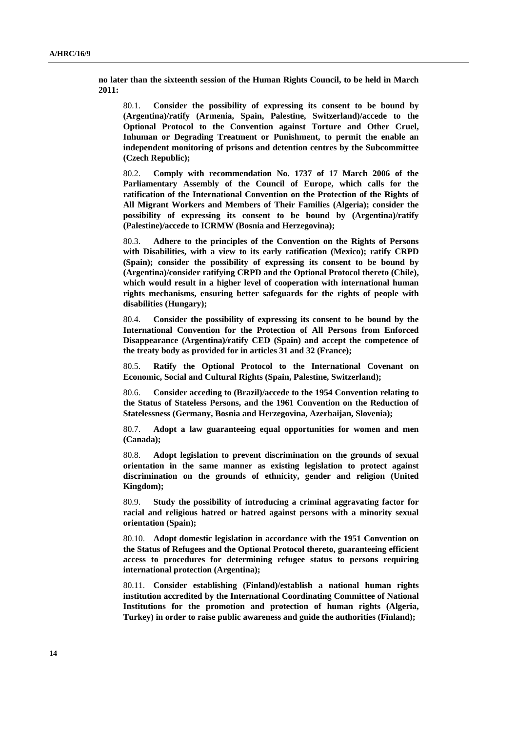**no later than the sixteenth session of the Human Rights Council, to be held in March 2011:**

80.1. **Consider the possibility of expressing its consent to be bound by (Argentina)/ratify (Armenia, Spain, Palestine, Switzerland)/accede to the Optional Protocol to the Convention against Torture and Other Cruel, Inhuman or Degrading Treatment or Punishment, to permit the enable an independent monitoring of prisons and detention centres by the Subcommittee (Czech Republic);**

80.2. **Comply with recommendation No. 1737 of 17 March 2006 of the Parliamentary Assembly of the Council of Europe, which calls for the ratification of the International Convention on the Protection of the Rights of All Migrant Workers and Members of Their Families (Algeria); consider the possibility of expressing its consent to be bound by (Argentina)/ratify (Palestine)/accede to ICRMW (Bosnia and Herzegovina);**

80.3. **Adhere to the principles of the Convention on the Rights of Persons with Disabilities, with a view to its early ratification (Mexico); ratify CRPD (Spain); consider the possibility of expressing its consent to be bound by (Argentina)/consider ratifying CRPD and the Optional Protocol thereto (Chile), which would result in a higher level of cooperation with international human rights mechanisms, ensuring better safeguards for the rights of people with disabilities (Hungary);**

80.4. **Consider the possibility of expressing its consent to be bound by the International Convention for the Protection of All Persons from Enforced Disappearance (Argentina)/ratify CED (Spain) and accept the competence of the treaty body as provided for in articles 31 and 32 (France);**

80.5. **Ratify the Optional Protocol to the International Covenant on Economic, Social and Cultural Rights (Spain, Palestine, Switzerland);**

80.6. **Consider acceding to (Brazil)/accede to the 1954 Convention relating to the Status of Stateless Persons, and the 1961 Convention on the Reduction of Statelessness (Germany, Bosnia and Herzegovina, Azerbaijan, Slovenia);**

80.7. **Adopt a law guaranteeing equal opportunities for women and men (Canada);**

80.8. **Adopt legislation to prevent discrimination on the grounds of sexual orientation in the same manner as existing legislation to protect against discrimination on the grounds of ethnicity, gender and religion (United Kingdom);**

80.9. **Study the possibility of introducing a criminal aggravating factor for racial and religious hatred or hatred against persons with a minority sexual orientation (Spain);**

80.10. **Adopt domestic legislation in accordance with the 1951 Convention on the Status of Refugees and the Optional Protocol thereto, guaranteeing efficient access to procedures for determining refugee status to persons requiring international protection (Argentina);**

80.11. **Consider establishing (Finland)/establish a national human rights institution accredited by the International Coordinating Committee of National Institutions for the promotion and protection of human rights (Algeria, Turkey) in order to raise public awareness and guide the authorities (Finland);**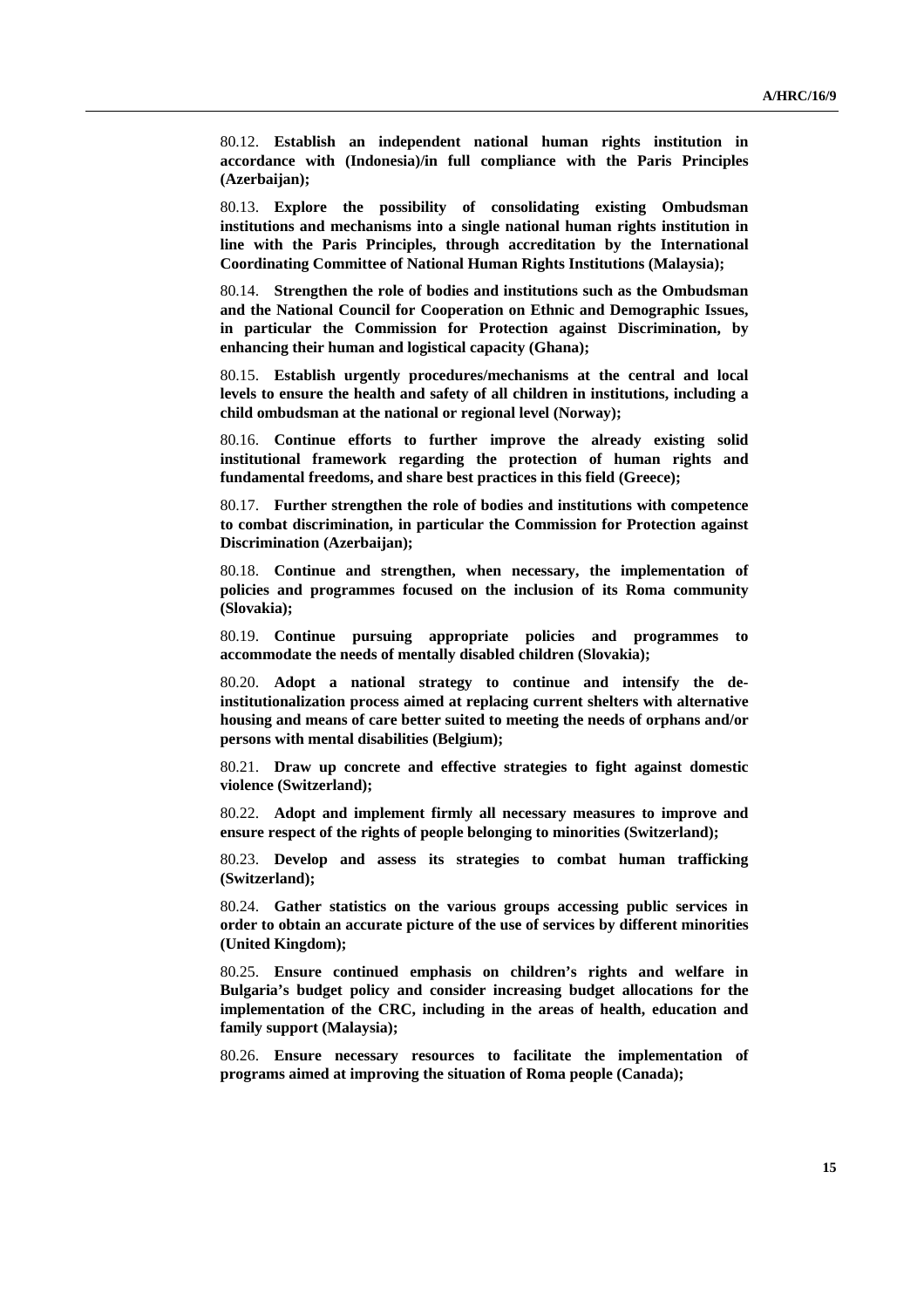80.12. **Establish an independent national human rights institution in accordance with (Indonesia)/in full compliance with the Paris Principles (Azerbaijan);**

80.13. **Explore the possibility of consolidating existing Ombudsman institutions and mechanisms into a single national human rights institution in line with the Paris Principles, through accreditation by the International Coordinating Committee of National Human Rights Institutions (Malaysia);**

80.14. **Strengthen the role of bodies and institutions such as the Ombudsman and the National Council for Cooperation on Ethnic and Demographic Issues, in particular the Commission for Protection against Discrimination, by enhancing their human and logistical capacity (Ghana);**

80.15. **Establish urgently procedures/mechanisms at the central and local levels to ensure the health and safety of all children in institutions, including a child ombudsman at the national or regional level (Norway);**

80.16. **Continue efforts to further improve the already existing solid institutional framework regarding the protection of human rights and fundamental freedoms, and share best practices in this field (Greece);**

80.17. **Further strengthen the role of bodies and institutions with competence to combat discrimination, in particular the Commission for Protection against Discrimination (Azerbaijan);**

80.18. **Continue and strengthen, when necessary, the implementation of policies and programmes focused on the inclusion of its Roma community (Slovakia);**

80.19. **Continue pursuing appropriate policies and programmes to accommodate the needs of mentally disabled children (Slovakia);**

80.20. **Adopt a national strategy to continue and intensify the de-institutionalization process aimed at replacing current shelters with alternative housing and means of care better suited to meeting the needs of orphans and/or persons with mental disabilities (Belgium);**

80.21. **Draw up concrete and effective strategies to fight against domestic violence (Switzerland);**

80.22. **Adopt and implement firmly all necessary measures to improve and ensure respect of the rights of people belonging to minorities (Switzerland);**

80.23. **Develop and assess its strategies to combat human trafficking (Switzerland);**

80.24. **Gather statistics on the various groups accessing public services in order to obtain an accurate picture of the use of services by different minorities (United Kingdom);**

80.25. **Ensure continued emphasis on children's rights and welfare in Bulgaria's budget policy and consider increasing budget allocations for the implementation of the CRC, including in the areas of health, education and family support (Malaysia);**

80.26. **Ensure necessary resources to facilitate the implementation of programs aimed at improving the situation of Roma people (Canada);**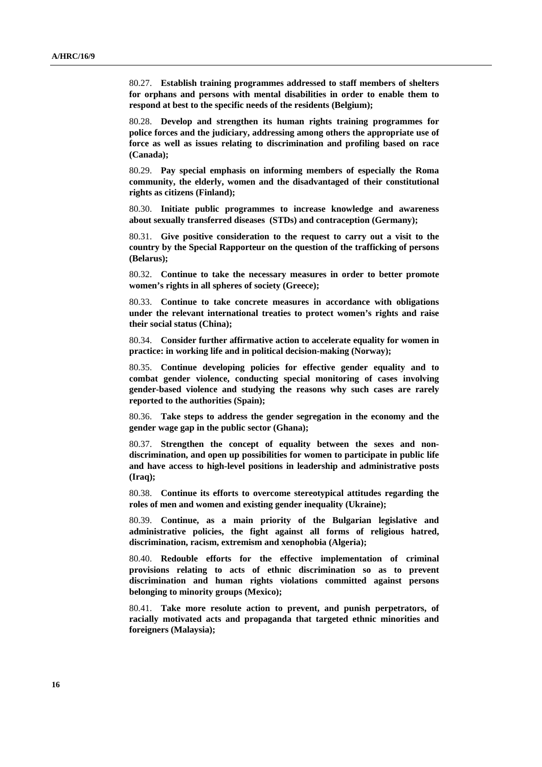80.27. **Establish training programmes addressed to staff members of shelters for orphans and persons with mental disabilities in order to enable them to respond at best to the specific needs of the residents (Belgium);**

80.28. **Develop and strengthen its human rights training programmes for police forces and the judiciary, addressing among others the appropriate use of force as well as issues relating to discrimination and profiling based on race (Canada);**

80.29. **Pay special emphasis on informing members of especially the Roma community, the elderly, women and the disadvantaged of their constitutional rights as citizens (Finland);**

80.30. **Initiate public programmes to increase knowledge and awareness about sexually transferred diseases (STDs) and contraception (Germany);**

80.31. **Give positive consideration to the request to carry out a visit to the country by the Special Rapporteur on the question of the trafficking of persons (Belarus);**

80.32. **Continue to take the necessary measures in order to better promote women's rights in all spheres of society (Greece);**

80.33. **Continue to take concrete measures in accordance with obligations under the relevant international treaties to protect women's rights and raise their social status (China);**

80.34. **Consider further affirmative action to accelerate equality for women in practice: in working life and in political decision-making (Norway);**

80.35. **Continue developing policies for effective gender equality and to combat gender violence, conducting special monitoring of cases involving gender-based violence and studying the reasons why such cases are rarely reported to the authorities (Spain);**

80.36. **Take steps to address the gender segregation in the economy and the gender wage gap in the public sector (Ghana);**

80.37. **Strengthen the concept of equality between the sexes and non-discrimination, and open up possibilities for women to participate in public life and have access to high-level positions in leadership and administrative posts (Iraq);**

80.38. **Continue its efforts to overcome stereotypical attitudes regarding the roles of men and women and existing gender inequality (Ukraine);**

80.39. **Continue, as a main priority of the Bulgarian legislative and administrative policies, the fight against all forms of religious hatred, discrimination, racism, extremism and xenophobia (Algeria);**

80.40. **Redouble efforts for the effective implementation of criminal provisions relating to acts of ethnic discrimination so as to prevent discrimination and human rights violations committed against persons belonging to minority groups (Mexico);**

80.41. **Take more resolute action to prevent, and punish perpetrators, of racially motivated acts and propaganda that targeted ethnic minorities and foreigners (Malaysia);**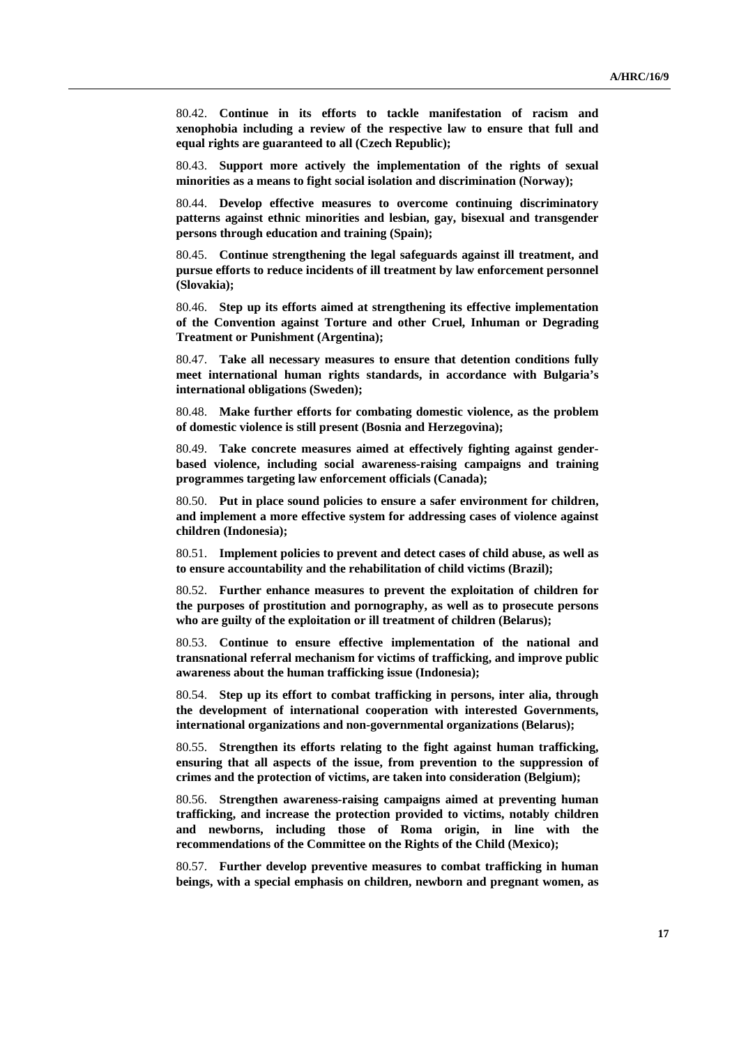80.42. **Continue in its efforts to tackle manifestation of racism and xenophobia including a review of the respective law to ensure that full and equal rights are guaranteed to all (Czech Republic);**

80.43. **Support more actively the implementation of the rights of sexual minorities as a means to fight social isolation and discrimination (Norway);**

80.44. **Develop effective measures to overcome continuing discriminatory patterns against ethnic minorities and lesbian, gay, bisexual and transgender persons through education and training (Spain);**

80.45. **Continue strengthening the legal safeguards against ill treatment, and pursue efforts to reduce incidents of ill treatment by law enforcement personnel (Slovakia);**

80.46. **Step up its efforts aimed at strengthening its effective implementation of the Convention against Torture and other Cruel, Inhuman or Degrading Treatment or Punishment (Argentina);**

80.47. **Take all necessary measures to ensure that detention conditions fully meet international human rights standards, in accordance with Bulgaria's international obligations (Sweden);**

80.48. **Make further efforts for combating domestic violence, as the problem of domestic violence is still present (Bosnia and Herzegovina);**

80.49. **Take concrete measures aimed at effectively fighting against gender-based violence, including social awareness-raising campaigns and training programmes targeting law enforcement officials (Canada);**

80.50. **Put in place sound policies to ensure a safer environment for children, and implement a more effective system for addressing cases of violence against children (Indonesia);**

80.51. **Implement policies to prevent and detect cases of child abuse, as well as to ensure accountability and the rehabilitation of child victims (Brazil);**

80.52. **Further enhance measures to prevent the exploitation of children for the purposes of prostitution and pornography, as well as to prosecute persons who are guilty of the exploitation or ill treatment of children (Belarus);**

80.53. **Continue to ensure effective implementation of the national and transnational referral mechanism for victims of trafficking, and improve public awareness about the human trafficking issue (Indonesia);**

80.54. **Step up its effort to combat trafficking in persons, inter alia, through the development of international cooperation with interested Governments, international organizations and non-governmental organizations (Belarus);**

80.55. **Strengthen its efforts relating to the fight against human trafficking, ensuring that all aspects of the issue, from prevention to the suppression of crimes and the protection of victims, are taken into consideration (Belgium);**

80.56. **Strengthen awareness-raising campaigns aimed at preventing human trafficking, and increase the protection provided to victims, notably children and newborns, including those of Roma origin, in line with the recommendations of the Committee on the Rights of the Child (Mexico);**

80.57. **Further develop preventive measures to combat trafficking in human beings, with a special emphasis on children, newborn and pregnant women, as**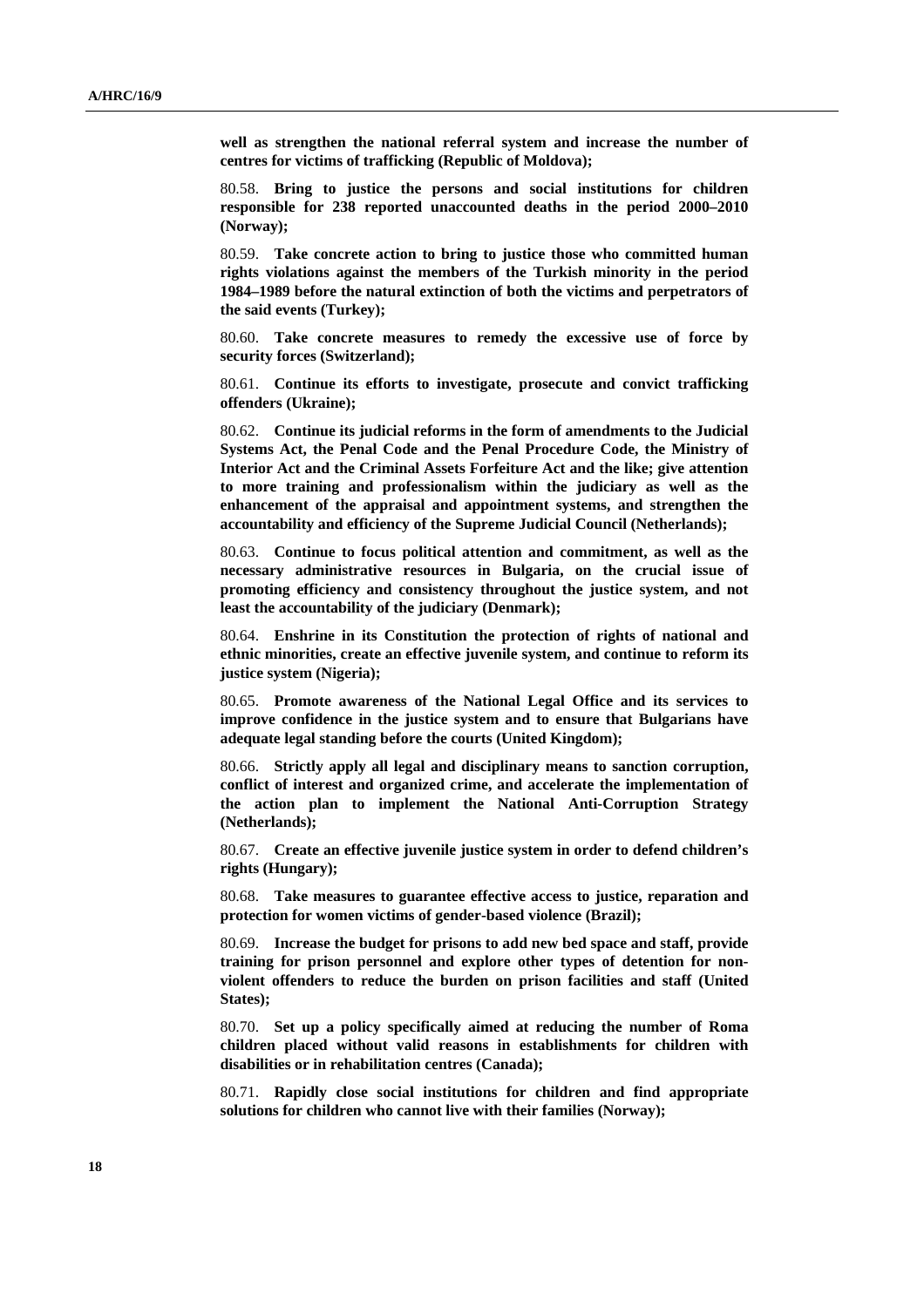**well as strengthen the national referral system and increase the number of centres for victims of trafficking (Republic of Moldova);**

80.58. **Bring to justice the persons and social institutions for children responsible for 238 reported unaccounted deaths in the period 2000–2010 (Norway);**

80.59. **Take concrete action to bring to justice those who committed human rights violations against the members of the Turkish minority in the period 1984–1989 before the natural extinction of both the victims and perpetrators of the said events (Turkey);**

80.60. **Take concrete measures to remedy the excessive use of force by security forces (Switzerland);**

80.61. **Continue its efforts to investigate, prosecute and convict trafficking offenders (Ukraine);**

80.62. **Continue its judicial reforms in the form of amendments to the Judicial Systems Act, the Penal Code and the Penal Procedure Code, the Ministry of Interior Act and the Criminal Assets Forfeiture Act and the like; give attention to more training and professionalism within the judiciary as well as the enhancement of the appraisal and appointment systems, and strengthen the accountability and efficiency of the Supreme Judicial Council (Netherlands);**

80.63. **Continue to focus political attention and commitment, as well as the necessary administrative resources in Bulgaria, on the crucial issue of promoting efficiency and consistency throughout the justice system, and not least the accountability of the judiciary (Denmark);**

80.64. **Enshrine in its Constitution the protection of rights of national and ethnic minorities, create an effective juvenile system, and continue to reform its justice system (Nigeria);**

80.65. **Promote awareness of the National Legal Office and its services to improve confidence in the justice system and to ensure that Bulgarians have adequate legal standing before the courts (United Kingdom);**

80.66. **Strictly apply all legal and disciplinary means to sanction corruption, conflict of interest and organized crime, and accelerate the implementation of the action plan to implement the National Anti-Corruption Strategy (Netherlands);**

80.67. **Create an effective juvenile justice system in order to defend children's rights (Hungary);**

80.68. **Take measures to guarantee effective access to justice, reparation and protection for women victims of gender-based violence (Brazil);**

80.69. **Increase the budget for prisons to add new bed space and staff, provide training for prison personnel and explore other types of detention for non-violent offenders to reduce the burden on prison facilities and staff (United States);**

80.70. **Set up a policy specifically aimed at reducing the number of Roma children placed without valid reasons in establishments for children with disabilities or in rehabilitation centres (Canada);**

80.71. **Rapidly close social institutions for children and find appropriate solutions for children who cannot live with their families (Norway);**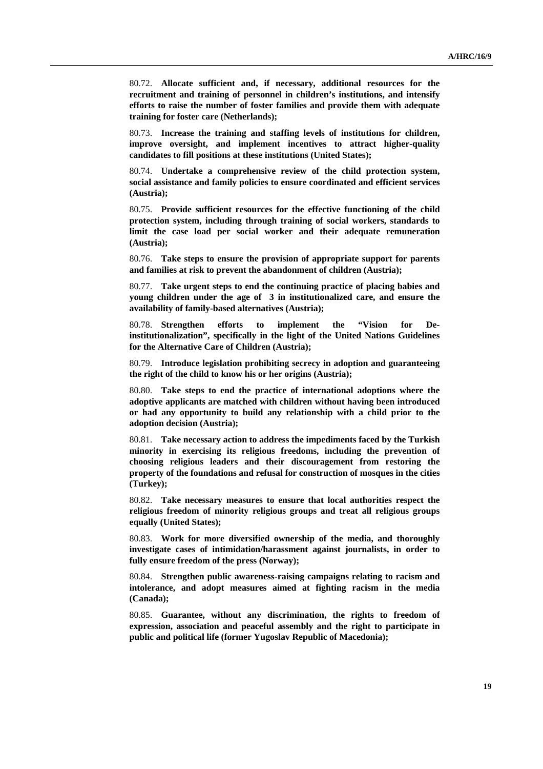80.72. **Allocate sufficient and, if necessary, additional resources for the recruitment and training of personnel in children's institutions, and intensify efforts to raise the number of foster families and provide them with adequate training for foster care (Netherlands);**

80.73. **Increase the training and staffing levels of institutions for children, improve oversight, and implement incentives to attract higher-quality candidates to fill positions at these institutions (United States);**

80.74. **Undertake a comprehensive review of the child protection system, social assistance and family policies to ensure coordinated and efficient services (Austria);**

80.75. **Provide sufficient resources for the effective functioning of the child protection system, including through training of social workers, standards to limit the case load per social worker and their adequate remuneration (Austria);**

80.76. **Take steps to ensure the provision of appropriate support for parents and families at risk to prevent the abandonment of children (Austria);**

80.77. **Take urgent steps to end the continuing practice of placing babies and young children under the age of 3 in institutionalized care, and ensure the availability of family-based alternatives (Austria);**

80.78. **Strengthen efforts to implement the "Vision for De-institutionalization", specifically in the light of the United Nations Guidelines for the Alternative Care of Children (Austria);**

80.79. **Introduce legislation prohibiting secrecy in adoption and guaranteeing the right of the child to know his or her origins (Austria);**

80.80. **Take steps to end the practice of international adoptions where the adoptive applicants are matched with children without having been introduced or had any opportunity to build any relationship with a child prior to the adoption decision (Austria);**

80.81. **Take necessary action to address the impediments faced by the Turkish minority in exercising its religious freedoms, including the prevention of choosing religious leaders and their discouragement from restoring the property of the foundations and refusal for construction of mosques in the cities (Turkey);**

80.82. **Take necessary measures to ensure that local authorities respect the religious freedom of minority religious groups and treat all religious groups equally (United States);**

80.83. **Work for more diversified ownership of the media, and thoroughly investigate cases of intimidation/harassment against journalists, in order to fully ensure freedom of the press (Norway);**

80.84. **Strengthen public awareness-raising campaigns relating to racism and intolerance, and adopt measures aimed at fighting racism in the media (Canada);**

80.85. **Guarantee, without any discrimination, the rights to freedom of expression, association and peaceful assembly and the right to participate in public and political life (former Yugoslav Republic of Macedonia);**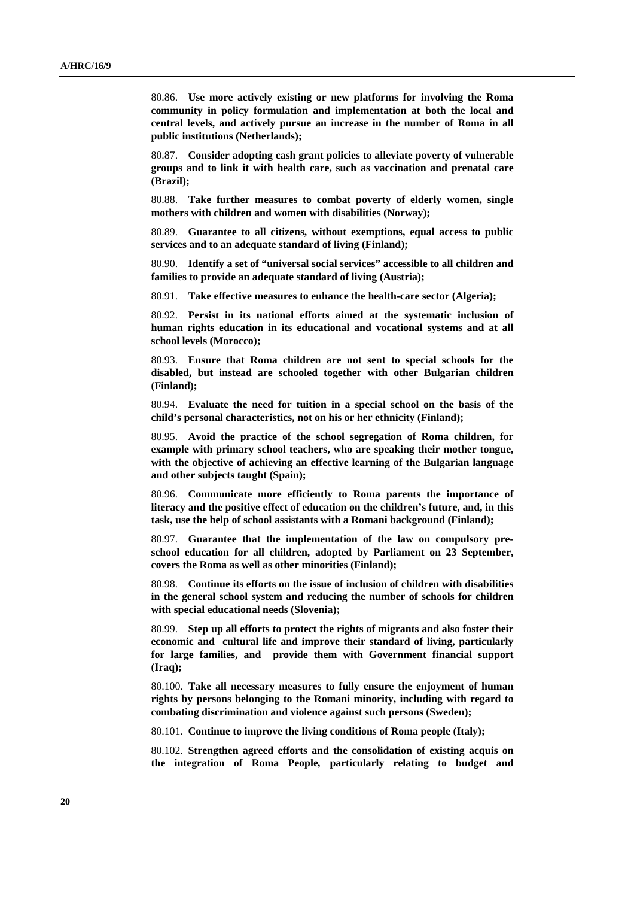80.86. **Use more actively existing or new platforms for involving the Roma community in policy formulation and implementation at both the local and central levels, and actively pursue an increase in the number of Roma in all public institutions (Netherlands);**

80.87. **Consider adopting cash grant policies to alleviate poverty of vulnerable groups and to link it with health care, such as vaccination and prenatal care (Brazil);**

80.88. **Take further measures to combat poverty of elderly women, single mothers with children and women with disabilities (Norway);**

80.89. **Guarantee to all citizens, without exemptions, equal access to public services and to an adequate standard of living (Finland);**

80.90. **Identify a set of "universal social services" accessible to all children and families to provide an adequate standard of living (Austria);**

80.91. **Take effective measures to enhance the health-care sector (Algeria);**

80.92. **Persist in its national efforts aimed at the systematic inclusion of human rights education in its educational and vocational systems and at all school levels (Morocco);**

80.93. **Ensure that Roma children are not sent to special schools for the disabled, but instead are schooled together with other Bulgarian children (Finland);**

80.94. **Evaluate the need for tuition in a special school on the basis of the child's personal characteristics, not on his or her ethnicity (Finland);**

80.95. **Avoid the practice of the school segregation of Roma children, for example with primary school teachers, who are speaking their mother tongue, with the objective of achieving an effective learning of the Bulgarian language and other subjects taught (Spain);**

80.96. **Communicate more efficiently to Roma parents the importance of literacy and the positive effect of education on the children's future, and, in this task, use the help of school assistants with a Romani background (Finland);**

80.97. **Guarantee that the implementation of the law on compulsory pre-school education for all children, adopted by Parliament on 23 September, covers the Roma as well as other minorities (Finland);**

80.98. **Continue its efforts on the issue of inclusion of children with disabilities in the general school system and reducing the number of schools for children with special educational needs (Slovenia);**

80.99. **Step up all efforts to protect the rights of migrants and also foster their economic and cultural life and improve their standard of living, particularly for large families, and provide them with Government financial support (Iraq);**

80.100. **Take all necessary measures to fully ensure the enjoyment of human rights by persons belonging to the Romani minority, including with regard to combating discrimination and violence against such persons (Sweden);**

80.101. **Continue to improve the living conditions of Roma people (Italy);**

80.102. **Strengthen agreed efforts and the consolidation of existing acquis on the integration of Roma People, particularly relating to budget and**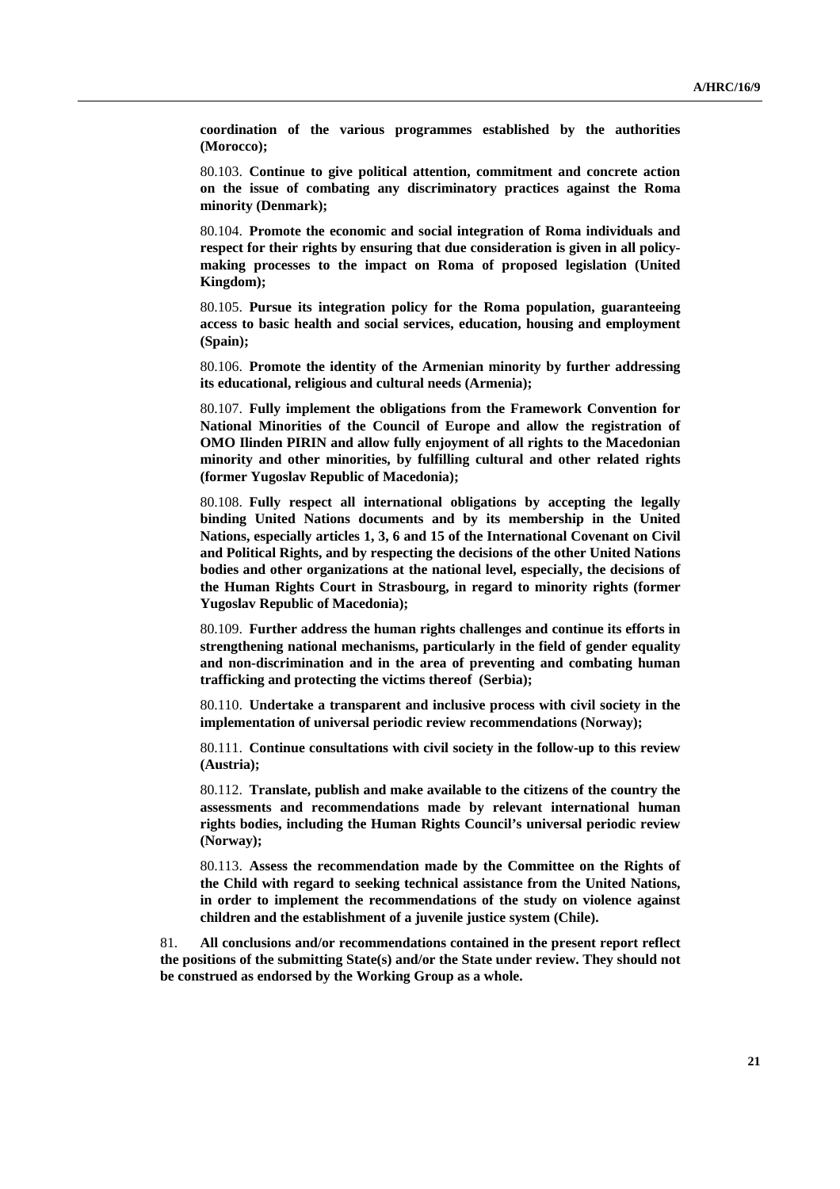**coordination of the various programmes established by the authorities (Morocco);**

80.103. **Continue to give political attention, commitment and concrete action on the issue of combating any discriminatory practices against the Roma minority (Denmark);**

80.104. **Promote the economic and social integration of Roma individuals and respect for their rights by ensuring that due consideration is given in all policy-making processes to the impact on Roma of proposed legislation (United Kingdom);**

80.105. **Pursue its integration policy for the Roma population, guaranteeing access to basic health and social services, education, housing and employment (Spain);**

80.106. **Promote the identity of the Armenian minority by further addressing its educational, religious and cultural needs (Armenia);**

80.107. **Fully implement the obligations from the Framework Convention for National Minorities of the Council of Europe and allow the registration of OMO Ilinden PIRIN and allow fully enjoyment of all rights to the Macedonian minority and other minorities, by fulfilling cultural and other related rights (former Yugoslav Republic of Macedonia);**

80.108. **Fully respect all international obligations by accepting the legally binding United Nations documents and by its membership in the United Nations, especially articles 1, 3, 6 and 15 of the International Covenant on Civil and Political Rights, and by respecting the decisions of the other United Nations bodies and other organizations at the national level, especially, the decisions of the Human Rights Court in Strasbourg, in regard to minority rights (former Yugoslav Republic of Macedonia);**

80.109. **Further address the human rights challenges and continue its efforts in strengthening national mechanisms, particularly in the field of gender equality and non-discrimination and in the area of preventing and combating human trafficking and protecting the victims thereof (Serbia);**

80.110. **Undertake a transparent and inclusive process with civil society in the implementation of universal periodic review recommendations (Norway);**

80.111. **Continue consultations with civil society in the follow-up to this review (Austria);**

80.112. **Translate, publish and make available to the citizens of the country the assessments and recommendations made by relevant international human rights bodies, including the Human Rights Council's universal periodic review (Norway);**

80.113. **Assess the recommendation made by the Committee on the Rights of the Child with regard to seeking technical assistance from the United Nations, in order to implement the recommendations of the study on violence against children and the establishment of a juvenile justice system (Chile).**

81. **All conclusions and/or recommendations contained in the present report reflect the positions of the submitting State(s) and/or the State under review. They should not be construed as endorsed by the Working Group as a whole.**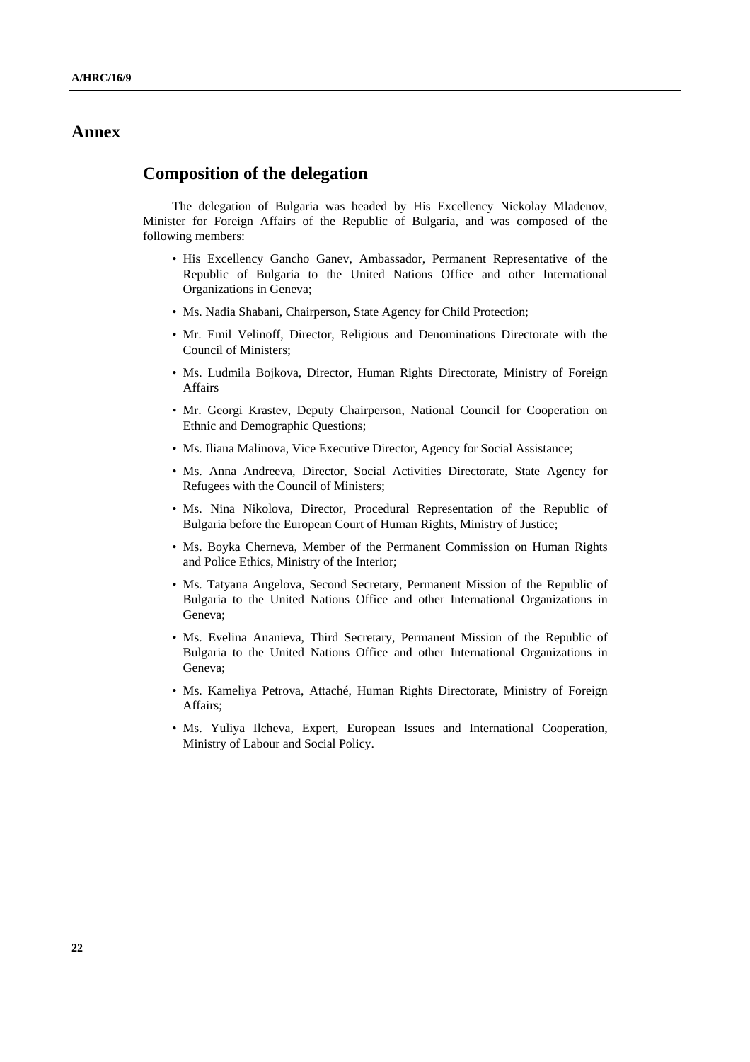# Annex

## Composition of the delegation

The delegation of Bulgaria was headed by His Excellency Nickolay Mladenov, Minister for Foreign Affairs of the Republic of Bulgaria, and was composed of the following members:

- His Excellency Gancho Ganev, Ambassador, Permanent Representative of the Republic of Bulgaria to the United Nations Office and other International Organizations in Geneva;
- Ms. Nadia Shabani, Chairperson, State Agency for Child Protection;
- Mr. Emil Velinoff, Director, Religious and Denominations Directorate with the Council of Ministers;
- Ms. Ludmila Bojkova, Director, Human Rights Directorate, Ministry of Foreign Affairs
- Mr. Georgi Krastev, Deputy Chairperson, National Council for Cooperation on Ethnic and Demographic Questions;
- Ms. Iliana Malinova, Vice Executive Director, Agency for Social Assistance;
- Ms. Anna Andreeva, Director, Social Activities Directorate, State Agency for Refugees with the Council of Ministers;
- Ms. Nina Nikolova, Director, Procedural Representation of the Republic of Bulgaria before the European Court of Human Rights, Ministry of Justice;
- Ms. Boyka Cherneva, Member of the Permanent Commission on Human Rights and Police Ethics, Ministry of the Interior;
- Ms. Tatyana Angelova, Second Secretary, Permanent Mission of the Republic of Bulgaria to the United Nations Office and other International Organizations in Geneva;
- Ms. Evelina Ananieva, Third Secretary, Permanent Mission of the Republic of Bulgaria to the United Nations Office and other International Organizations in Geneva;
- Ms. Kameliya Petrova, Attaché, Human Rights Directorate, Ministry of Foreign Affairs;
- Ms. Yuliya Ilcheva, Expert, European Issues and International Cooperation, Ministry of Labour and Social Policy.